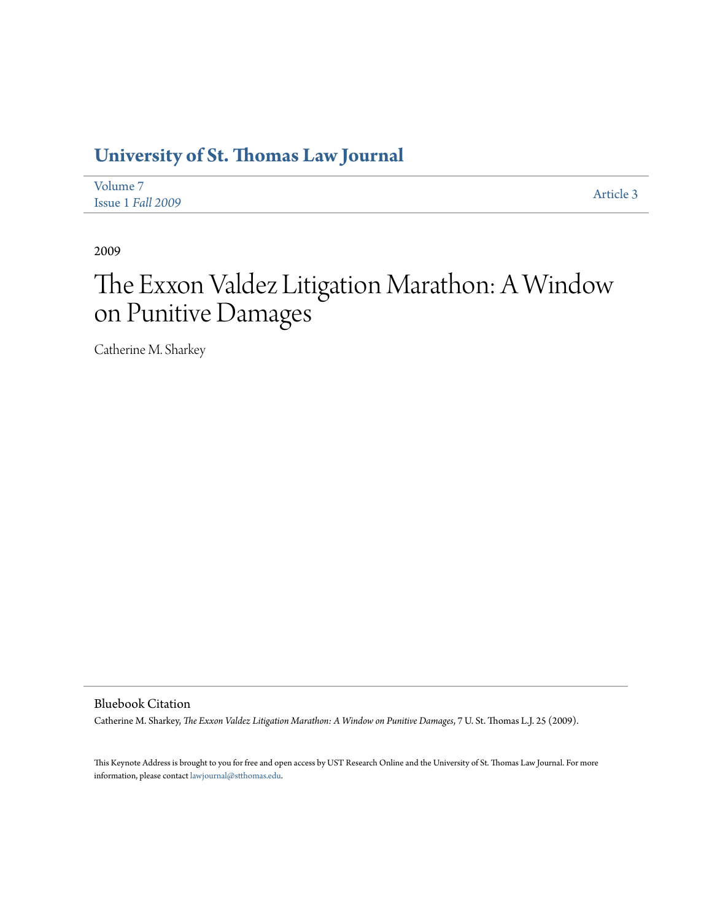# University of St. Thomas Law Journal

Volume 7
Issue 1 *Fall 2009*

Article 3

2009

# The Exxon Valdez Litigation Marathon: A Window on Punitive Damages

Catherine M. Sharkey

## Bluebook Citation

Catherine M. Sharkey, *The Exxon Valdez Litigation Marathon: A Window on Punitive Damages*, 7 U. St. Thomas L.J. 25 (2009).

This Keynote Address is brought to you for free and open access by UST Research Online and the University of St. Thomas Law Journal. For more information, please contact lawjournal@stthomas.edu.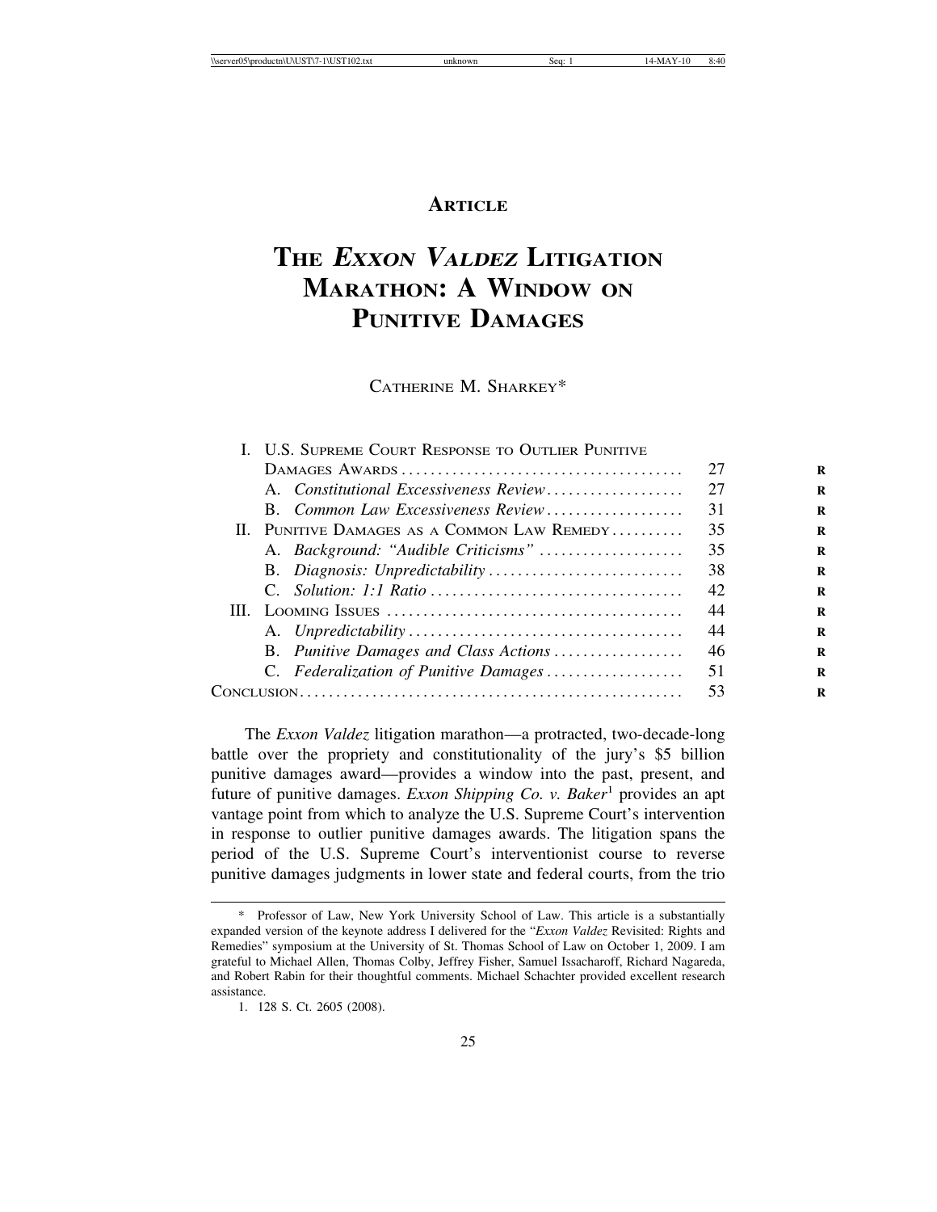## ARTICLE

# THE *EXXON VALDEZ* LITIGATION MARATHON: A WINDOW ON PUNITIVE DAMAGES

CATHERINE M. SHARKEY*

| | |
|---|---|
| I. U.S. SUPREME COURT RESPONSE TO OUTLIER PUNITIVE DAMAGES AWARDS | 27 |
| A. *Constitutional Excessiveness Review* | 27 |
| B. *Common Law Excessiveness Review* | 31 |
| II. PUNITIVE DAMAGES AS A COMMON LAW REMEDY | 35 |
| A. *Background: "Audible Criticisms"* | 35 |
| B. *Diagnosis: Unpredictability* | 38 |
| C. *Solution: 1:1 Ratio* | 42 |
| III. LOOMING ISSUES | 44 |
| A. *Unpredictability* | 44 |
| B. *Punitive Damages and Class Actions* | 46 |
| C. *Federalization of Punitive Damages* | 51 |
| CONCLUSION | 53 |

The *Exxon Valdez* litigation marathon—a protracted, two-decade-long battle over the propriety and constitutionality of the jury's $5 billion punitive damages award—provides a window into the past, present, and future of punitive damages. *Exxon Shipping Co. v. Baker*[1] provides an apt vantage point from which to analyze the U.S. Supreme Court's intervention in response to outlier punitive damages awards. The litigation spans the period of the U.S. Supreme Court's interventionist course to reverse punitive damages judgments in lower state and federal courts, from the trio

---

\* Professor of Law, New York University School of Law. This article is a substantially expanded version of the keynote address I delivered for the "*Exxon Valdez* Revisited: Rights and Remedies" symposium at the University of St. Thomas School of Law on October 1, 2009. I am grateful to Michael Allen, Thomas Colby, Jeffrey Fisher, Samuel Issacharoff, Richard Nagareda, and Robert Rabin for their thoughtful comments. Michael Schachter provided excellent research assistance.

1. 128 S. Ct. 2605 (2008).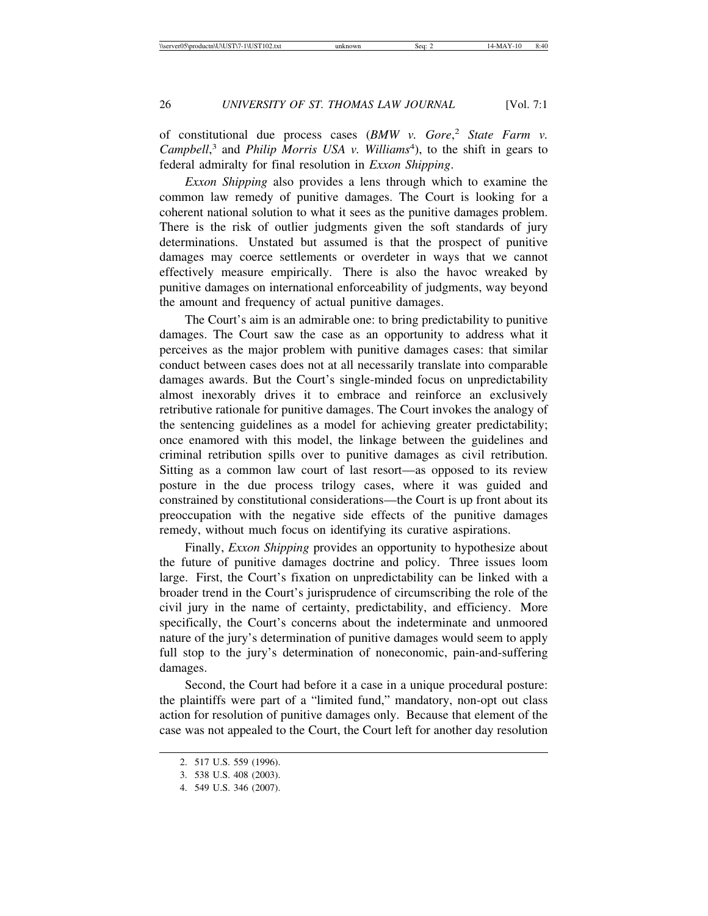of constitutional due process cases (*BMW v. Gore*,[2] *State Farm v. Campbell*,[3] and *Philip Morris USA v. Williams*[4]), to the shift in gears to federal admiralty for final resolution in *Exxon Shipping*.

*Exxon Shipping* also provides a lens through which to examine the common law remedy of punitive damages. The Court is looking for a coherent national solution to what it sees as the punitive damages problem. There is the risk of outlier judgments given the soft standards of jury determinations. Unstated but assumed is that the prospect of punitive damages may coerce settlements or overdeter in ways that we cannot effectively measure empirically. There is also the havoc wreaked by punitive damages on international enforceability of judgments, way beyond the amount and frequency of actual punitive damages.

The Court's aim is an admirable one: to bring predictability to punitive damages. The Court saw the case as an opportunity to address what it perceives as the major problem with punitive damages cases: that similar conduct between cases does not at all necessarily translate into comparable damages awards. But the Court's single-minded focus on unpredictability almost inexorably drives it to embrace and reinforce an exclusively retributive rationale for punitive damages. The Court invokes the analogy of the sentencing guidelines as a model for achieving greater predictability; once enamored with this model, the linkage between the guidelines and criminal retribution spills over to punitive damages as civil retribution. Sitting as a common law court of last resort—as opposed to its review posture in the due process trilogy cases, where it was guided and constrained by constitutional considerations—the Court is up front about its preoccupation with the negative side effects of the punitive damages remedy, without much focus on identifying its curative aspirations.

Finally, *Exxon Shipping* provides an opportunity to hypothesize about the future of punitive damages doctrine and policy. Three issues loom large. First, the Court's fixation on unpredictability can be linked with a broader trend in the Court's jurisprudence of circumscribing the role of the civil jury in the name of certainty, predictability, and efficiency. More specifically, the Court's concerns about the indeterminate and unmoored nature of the jury's determination of punitive damages would seem to apply full stop to the jury's determination of noneconomic, pain-and-suffering damages.

Second, the Court had before it a case in a unique procedural posture: the plaintiffs were part of a "limited fund," mandatory, non-opt out class action for resolution of punitive damages only. Because that element of the case was not appealed to the Court, the Court left for another day resolution

2. 517 U.S. 559 (1996).
3. 538 U.S. 408 (2003).
4. 549 U.S. 346 (2007).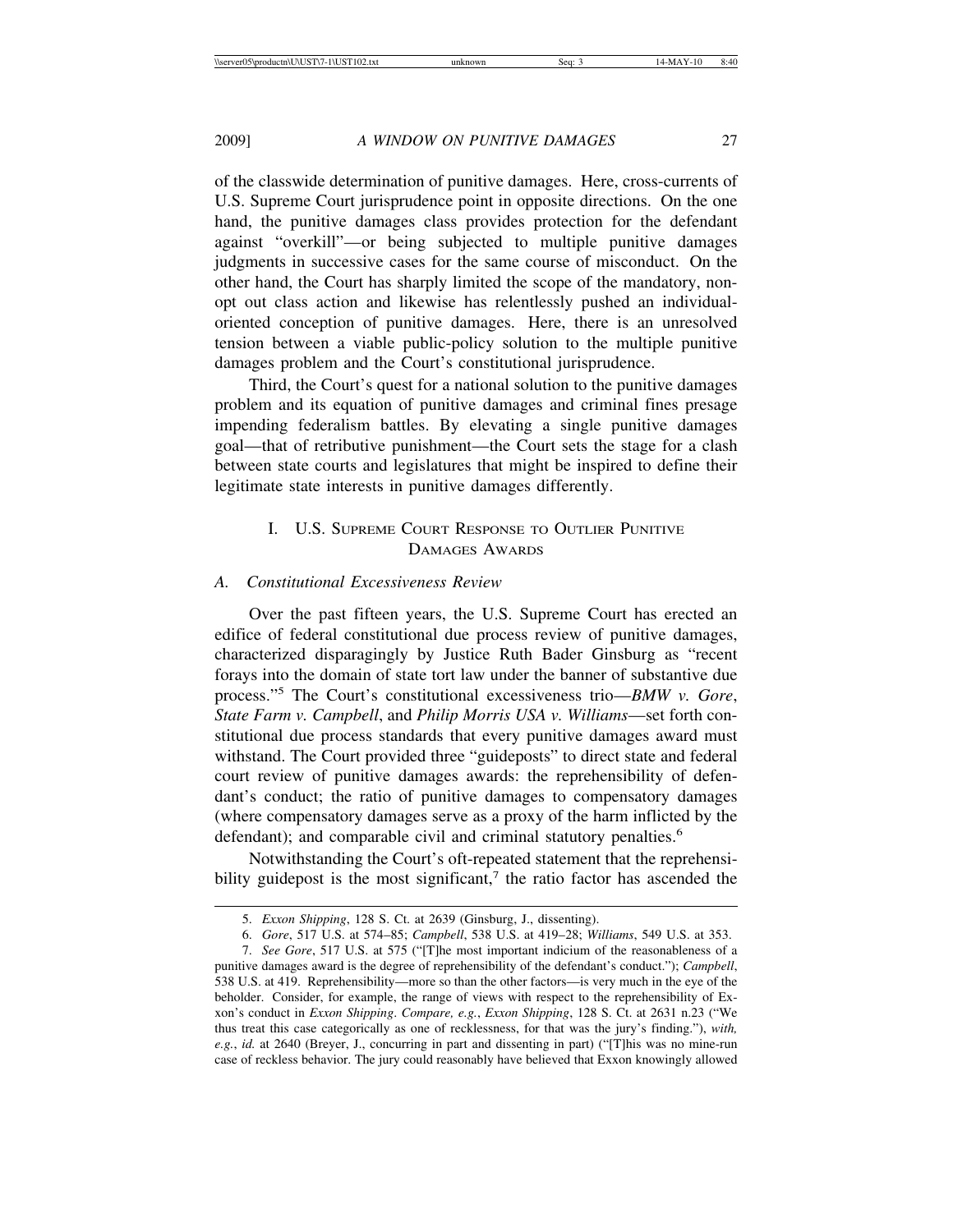of the classwide determination of punitive damages. Here, cross-currents of U.S. Supreme Court jurisprudence point in opposite directions. On the one hand, the punitive damages class provides protection for the defendant against "overkill"—or being subjected to multiple punitive damages judgments in successive cases for the same course of misconduct. On the other hand, the Court has sharply limited the scope of the mandatory, non-opt out class action and likewise has relentlessly pushed an individual-oriented conception of punitive damages. Here, there is an unresolved tension between a viable public-policy solution to the multiple punitive damages problem and the Court's constitutional jurisprudence.

Third, the Court's quest for a national solution to the punitive damages problem and its equation of punitive damages and criminal fines presage impending federalism battles. By elevating a single punitive damages goal—that of retributive punishment—the Court sets the stage for a clash between state courts and legislatures that might be inspired to define their legitimate state interests in punitive damages differently.

## I. U.S. Supreme Court Response to Outlier Punitive Damages Awards

### A. *Constitutional Excessiveness Review*

Over the past fifteen years, the U.S. Supreme Court has erected an edifice of federal constitutional due process review of punitive damages, characterized disparagingly by Justice Ruth Bader Ginsburg as "recent forays into the domain of state tort law under the banner of substantive due process."[5] The Court's constitutional excessiveness trio—*BMW v. Gore*, *State Farm v. Campbell*, and *Philip Morris USA v. Williams*—set forth constitutional due process standards that every punitive damages award must withstand. The Court provided three "guideposts" to direct state and federal court review of punitive damages awards: the reprehensibility of defendant's conduct; the ratio of punitive damages to compensatory damages (where compensatory damages serve as a proxy of the harm inflicted by the defendant); and comparable civil and criminal statutory penalties.[6]

Notwithstanding the Court's oft-repeated statement that the reprehensibility guidepost is the most significant,[7] the ratio factor has ascended the

---

5. *Exxon Shipping*, 128 S. Ct. at 2639 (Ginsburg, J., dissenting).

6. *Gore*, 517 U.S. at 574–85; *Campbell*, 538 U.S. at 419–28; *Williams*, 549 U.S. at 353.

7. *See Gore*, 517 U.S. at 575 ("[T]he most important indicium of the reasonableness of a punitive damages award is the degree of reprehensibility of the defendant's conduct."); *Campbell*, 538 U.S. at 419. Reprehensibility—more so than the other factors—is very much in the eye of the beholder. Consider, for example, the range of views with respect to the reprehensibility of Exxon's conduct in *Exxon Shipping*. *Compare, e.g.*, *Exxon Shipping*, 128 S. Ct. at 2631 n.23 ("We thus treat this case categorically as one of recklessness, for that was the jury's finding."), *with, e.g.*, *id.* at 2640 (Breyer, J., concurring in part and dissenting in part) ("[T]his was no mine-run case of reckless behavior. The jury could reasonably have believed that Exxon knowingly allowed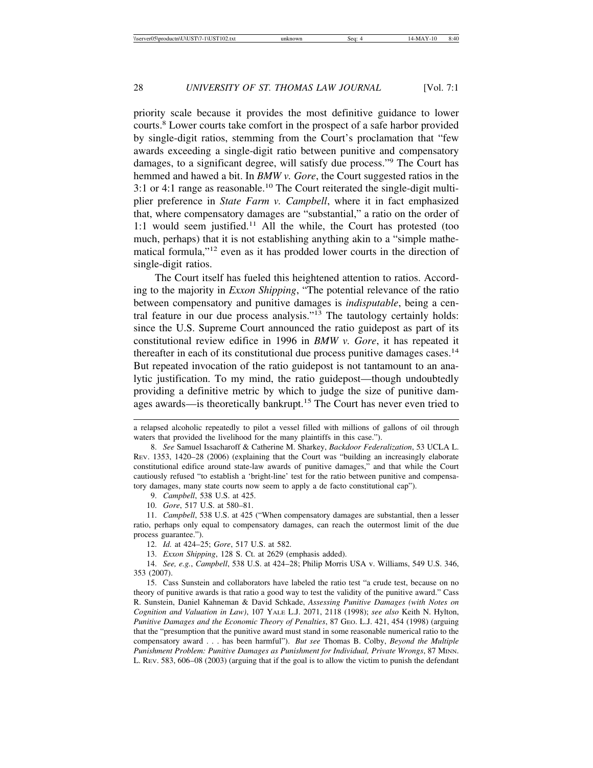priority scale because it provides the most definitive guidance to lower courts.[8] Lower courts take comfort in the prospect of a safe harbor provided by single-digit ratios, stemming from the Court's proclamation that "few awards exceeding a single-digit ratio between punitive and compensatory damages, to a significant degree, will satisfy due process."[9] The Court has hemmed and hawed a bit. In *BMW v. Gore*, the Court suggested ratios in the 3:1 or 4:1 range as reasonable.[10] The Court reiterated the single-digit multiplier preference in *State Farm v. Campbell*, where it in fact emphasized that, where compensatory damages are "substantial," a ratio on the order of 1:1 would seem justified.[11] All the while, the Court has protested (too much, perhaps) that it is not establishing anything akin to a "simple mathematical formula,"[12] even as it has prodded lower courts in the direction of single-digit ratios.

The Court itself has fueled this heightened attention to ratios. According to the majority in *Exxon Shipping*, "The potential relevance of the ratio between compensatory and punitive damages is *indisputable*, being a central feature in our due process analysis."[13] The tautology certainly holds: since the U.S. Supreme Court announced the ratio guidepost as part of its constitutional review edifice in 1996 in *BMW v. Gore*, it has repeated it thereafter in each of its constitutional due process punitive damages cases.[14] But repeated invocation of the ratio guidepost is not tantamount to an analytic justification. To my mind, the ratio guidepost—though undoubtedly providing a definitive metric by which to judge the size of punitive damages awards—is theoretically bankrupt.[15] The Court has never even tried to

---

a relapsed alcoholic repeatedly to pilot a vessel filled with millions of gallons of oil through waters that provided the livelihood for the many plaintiffs in this case.").

8. *See* Samuel Issacharoff & Catherine M. Sharkey, *Backdoor Federalization*, 53 UCLA L. Rev. 1353, 1420–28 (2006) (explaining that the Court was "building an increasingly elaborate constitutional edifice around state-law awards of punitive damages," and that while the Court cautiously refused "to establish a 'bright-line' test for the ratio between punitive and compensatory damages, many state courts now seem to apply a de facto constitutional cap").

9. *Campbell*, 538 U.S. at 425.

10. *Gore*, 517 U.S. at 580–81.

11. *Campbell*, 538 U.S. at 425 ("When compensatory damages are substantial, then a lesser ratio, perhaps only equal to compensatory damages, can reach the outermost limit of the due process guarantee.").

12. *Id.* at 424–25; *Gore*, 517 U.S. at 582.

13. *Exxon Shipping*, 128 S. Ct. at 2629 (emphasis added).

14. *See, e.g.*, *Campbell*, 538 U.S. at 424–28; Philip Morris USA v. Williams, 549 U.S. 346, 353 (2007).

15. Cass Sunstein and collaborators have labeled the ratio test "a crude test, because on no theory of punitive awards is that ratio a good way to test the validity of the punitive award." Cass R. Sunstein, Daniel Kahneman & David Schkade, *Assessing Punitive Damages (with Notes on Cognition and Valuation in Law)*, 107 Yale L.J. 2071, 2118 (1998); *see also* Keith N. Hylton, *Punitive Damages and the Economic Theory of Penalties*, 87 Geo. L.J. 421, 454 (1998) (arguing that the "presumption that the punitive award must stand in some reasonable numerical ratio to the compensatory award . . . has been harmful"). *But see* Thomas B. Colby, *Beyond the Multiple Punishment Problem: Punitive Damages as Punishment for Individual, Private Wrongs*, 87 Minn. L. Rev. 583, 606–08 (2003) (arguing that if the goal is to allow the victim to punish the defendant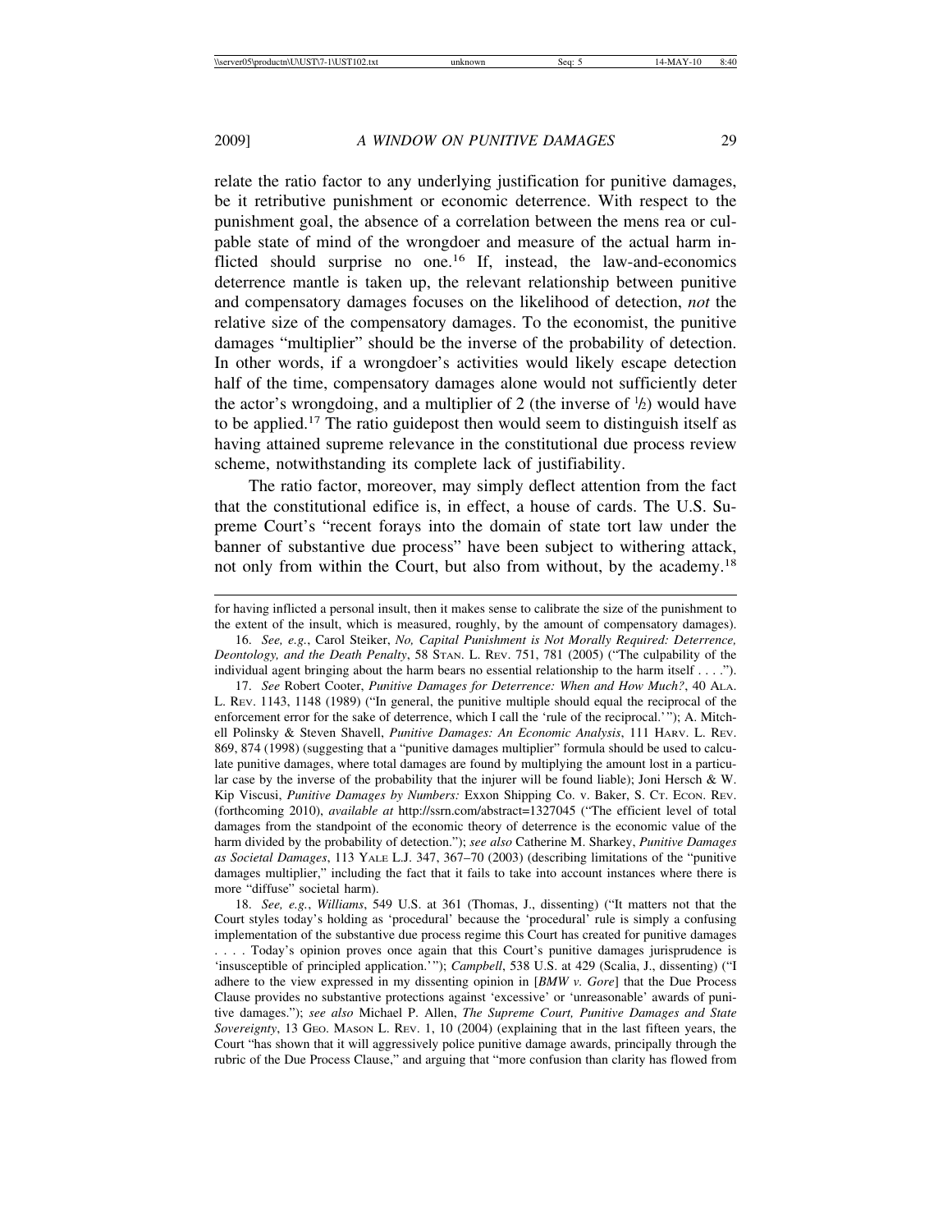relate the ratio factor to any underlying justification for punitive damages, be it retributive punishment or economic deterrence. With respect to the punishment goal, the absence of a correlation between the mens rea or culpable state of mind of the wrongdoer and measure of the actual harm inflicted should surprise no one.[16] If, instead, the law-and-economics deterrence mantle is taken up, the relevant relationship between punitive and compensatory damages focuses on the likelihood of detection, *not* the relative size of the compensatory damages. To the economist, the punitive damages "multiplier" should be the inverse of the probability of detection. In other words, if a wrongdoer's activities would likely escape detection half of the time, compensatory damages alone would not sufficiently deter the actor's wrongdoing, and a multiplier of 2 (the inverse of ½) would have to be applied.[17] The ratio guidepost then would seem to distinguish itself as having attained supreme relevance in the constitutional due process review scheme, notwithstanding its complete lack of justifiability.

The ratio factor, moreover, may simply deflect attention from the fact that the constitutional edifice is, in effect, a house of cards. The U.S. Supreme Court's "recent forays into the domain of state tort law under the banner of substantive due process" have been subject to withering attack, not only from within the Court, but also from without, by the academy.[18]

---

for having inflicted a personal insult, then it makes sense to calibrate the size of the punishment to the extent of the insult, which is measured, roughly, by the amount of compensatory damages).

16. *See, e.g.*, Carol Steiker, *No, Capital Punishment is Not Morally Required: Deterrence, Deontology, and the Death Penalty*, 58 STAN. L. REV. 751, 781 (2005) ("The culpability of the individual agent bringing about the harm bears no essential relationship to the harm itself . . . .").

17. *See* Robert Cooter, *Punitive Damages for Deterrence: When and How Much?*, 40 ALA. L. REV. 1143, 1148 (1989) ("In general, the punitive multiple should equal the reciprocal of the enforcement error for the sake of deterrence, which I call the 'rule of the reciprocal.'"); A. Mitchell Polinsky & Steven Shavell, *Punitive Damages: An Economic Analysis*, 111 HARV. L. REV. 869, 874 (1998) (suggesting that a "punitive damages multiplier" formula should be used to calculate punitive damages, where total damages are found by multiplying the amount lost in a particular case by the inverse of the probability that the injurer will be found liable); Joni Hersch & W. Kip Viscusi, *Punitive Damages by Numbers:* Exxon Shipping Co. v. Baker, S. CT. ECON. REV. (forthcoming 2010), *available at* http://ssrn.com/abstract=1327045 ("The efficient level of total damages from the standpoint of the economic theory of deterrence is the economic value of the harm divided by the probability of detection."); *see also* Catherine M. Sharkey, *Punitive Damages as Societal Damages*, 113 YALE L.J. 347, 367–70 (2003) (describing limitations of the "punitive damages multiplier," including the fact that it fails to take into account instances where there is more "diffuse" societal harm).

18. *See, e.g.*, *Williams*, 549 U.S. at 361 (Thomas, J., dissenting) ("It matters not that the Court styles today's holding as 'procedural' because the 'procedural' rule is simply a confusing implementation of the substantive due process regime this Court has created for punitive damages . . . . Today's opinion proves once again that this Court's punitive damages jurisprudence is 'insusceptible of principled application.'"); *Campbell*, 538 U.S. at 429 (Scalia, J., dissenting) ("I adhere to the view expressed in my dissenting opinion in [*BMW v. Gore*] that the Due Process Clause provides no substantive protections against 'excessive' or 'unreasonable' awards of punitive damages."); *see also* Michael P. Allen, *The Supreme Court, Punitive Damages and State Sovereignty*, 13 GEO. MASON L. REV. 1, 10 (2004) (explaining that in the last fifteen years, the Court "has shown that it will aggressively police punitive damage awards, principally through the rubric of the Due Process Clause," and arguing that "more confusion than clarity has flowed from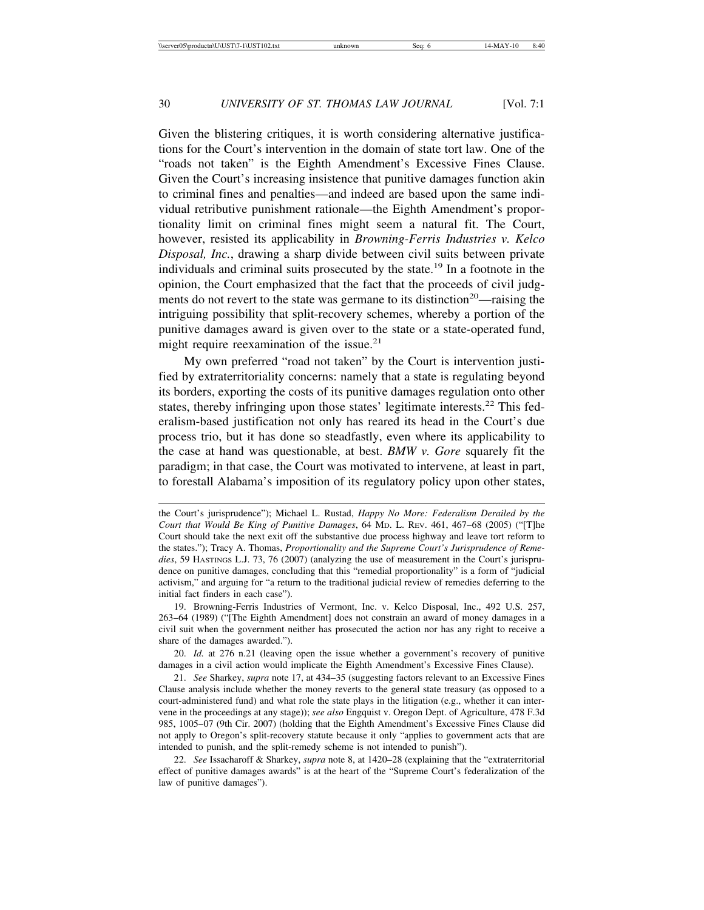Given the blistering critiques, it is worth considering alternative justifications for the Court's intervention in the domain of state tort law. One of the "roads not taken" is the Eighth Amendment's Excessive Fines Clause. Given the Court's increasing insistence that punitive damages function akin to criminal fines and penalties—and indeed are based upon the same individual retributive punishment rationale—the Eighth Amendment's proportionality limit on criminal fines might seem a natural fit. The Court, however, resisted its applicability in *Browning-Ferris Industries v. Kelco Disposal, Inc.*, drawing a sharp divide between civil suits between private individuals and criminal suits prosecuted by the state.[19] In a footnote in the opinion, the Court emphasized that the fact that the proceeds of civil judgments do not revert to the state was germane to its distinction[20]—raising the intriguing possibility that split-recovery schemes, whereby a portion of the punitive damages award is given over to the state or a state-operated fund, might require reexamination of the issue.[21]

My own preferred "road not taken" by the Court is intervention justified by extraterritoriality concerns: namely that a state is regulating beyond its borders, exporting the costs of its punitive damages regulation onto other states, thereby infringing upon those states' legitimate interests.[22] This federalism-based justification not only has reared its head in the Court's due process trio, but it has done so steadfastly, even where its applicability to the case at hand was questionable, at best. *BMW v. Gore* squarely fit the paradigm; in that case, the Court was motivated to intervene, at least in part, to forestall Alabama's imposition of its regulatory policy upon other states,

---

the Court's jurisprudence"); Michael L. Rustad, *Happy No More: Federalism Derailed by the Court that Would Be King of Punitive Damages*, 64 MD. L. REV. 461, 467–68 (2005) ("[T]he Court should take the next exit off the substantive due process highway and leave tort reform to the states."); Tracy A. Thomas, *Proportionality and the Supreme Court's Jurisprudence of Remedies*, 59 HASTINGS L.J. 73, 76 (2007) (analyzing the use of measurement in the Court's jurisprudence on punitive damages, concluding that this "remedial proportionality" is a form of "judicial activism," and arguing for "a return to the traditional judicial review of remedies deferring to the initial fact finders in each case").

19. Browning-Ferris Industries of Vermont, Inc. v. Kelco Disposal, Inc., 492 U.S. 257, 263–64 (1989) ("[The Eighth Amendment] does not constrain an award of money damages in a civil suit when the government neither has prosecuted the action nor has any right to receive a share of the damages awarded.").

20. *Id.* at 276 n.21 (leaving open the issue whether a government's recovery of punitive damages in a civil action would implicate the Eighth Amendment's Excessive Fines Clause).

21. *See* Sharkey, *supra* note 17, at 434–35 (suggesting factors relevant to an Excessive Fines Clause analysis include whether the money reverts to the general state treasury (as opposed to a court-administered fund) and what role the state plays in the litigation (e.g., whether it can intervene in the proceedings at any stage)); *see also* Engquist v. Oregon Dept. of Agriculture, 478 F.3d 985, 1005–07 (9th Cir. 2007) (holding that the Eighth Amendment's Excessive Fines Clause did not apply to Oregon's split-recovery statute because it only "applies to government acts that are intended to punish, and the split-remedy scheme is not intended to punish").

22. *See* Issacharoff & Sharkey, *supra* note 8, at 1420–28 (explaining that the "extraterritorial effect of punitive damages awards" is at the heart of the "Supreme Court's federalization of the law of punitive damages").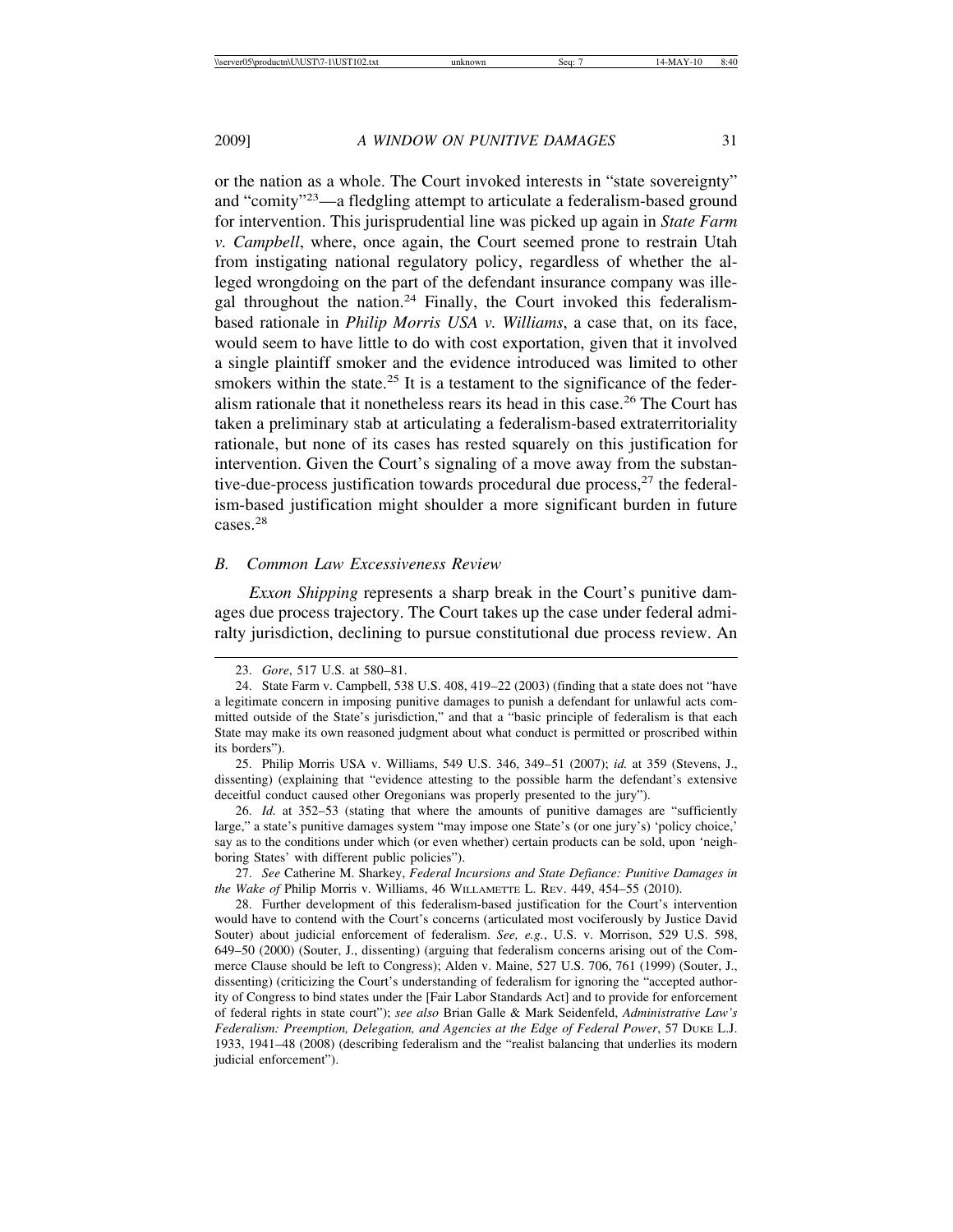or the nation as a whole. The Court invoked interests in "state sovereignty" and "comity"[23]—a fledgling attempt to articulate a federalism-based ground for intervention. This jurisprudential line was picked up again in *State Farm v. Campbell*, where, once again, the Court seemed prone to restrain Utah from instigating national regulatory policy, regardless of whether the alleged wrongdoing on the part of the defendant insurance company was illegal throughout the nation.[24] Finally, the Court invoked this federalism-based rationale in *Philip Morris USA v. Williams*, a case that, on its face, would seem to have little to do with cost exportation, given that it involved a single plaintiff smoker and the evidence introduced was limited to other smokers within the state.[25] It is a testament to the significance of the federalism rationale that it nonetheless rears its head in this case.[26] The Court has taken a preliminary stab at articulating a federalism-based extraterritoriality rationale, but none of its cases has rested squarely on this justification for intervention. Given the Court's signaling of a move away from the substantive-due-process justification towards procedural due process,[27] the federalism-based justification might shoulder a more significant burden in future cases.[28]

### *B. Common Law Excessiveness Review*

*Exxon Shipping* represents a sharp break in the Court's punitive damages due process trajectory. The Court takes up the case under federal admiralty jurisdiction, declining to pursue constitutional due process review. An

---

23. *Gore*, 517 U.S. at 580–81.

24. State Farm v. Campbell, 538 U.S. 408, 419–22 (2003) (finding that a state does not "have a legitimate concern in imposing punitive damages to punish a defendant for unlawful acts committed outside of the State's jurisdiction," and that a "basic principle of federalism is that each State may make its own reasoned judgment about what conduct is permitted or proscribed within its borders").

25. Philip Morris USA v. Williams, 549 U.S. 346, 349–51 (2007); *id.* at 359 (Stevens, J., dissenting) (explaining that "evidence attesting to the possible harm the defendant's extensive deceitful conduct caused other Oregonians was properly presented to the jury").

26. *Id.* at 352–53 (stating that where the amounts of punitive damages are "sufficiently large," a state's punitive damages system "may impose one State's (or one jury's) 'policy choice,' say as to the conditions under which (or even whether) certain products can be sold, upon 'neighboring States' with different public policies").

27. *See* Catherine M. Sharkey, *Federal Incursions and State Defiance: Punitive Damages in the Wake of* Philip Morris v. Williams, 46 WILLAMETTE L. REV. 449, 454–55 (2010).

28. Further development of this federalism-based justification for the Court's intervention would have to contend with the Court's concerns (articulated most vociferously by Justice David Souter) about judicial enforcement of federalism. *See, e.g.*, U.S. v. Morrison, 529 U.S. 598, 649–50 (2000) (Souter, J., dissenting) (arguing that federalism concerns arising out of the Commerce Clause should be left to Congress); Alden v. Maine, 527 U.S. 706, 761 (1999) (Souter, J., dissenting) (criticizing the Court's understanding of federalism for ignoring the "accepted authority of Congress to bind states under the [Fair Labor Standards Act] and to provide for enforcement of federal rights in state court"); *see also* Brian Galle & Mark Seidenfeld, *Administrative Law's Federalism: Preemption, Delegation, and Agencies at the Edge of Federal Power*, 57 DUKE L.J. 1933, 1941–48 (2008) (describing federalism and the "realist balancing that underlies its modern judicial enforcement").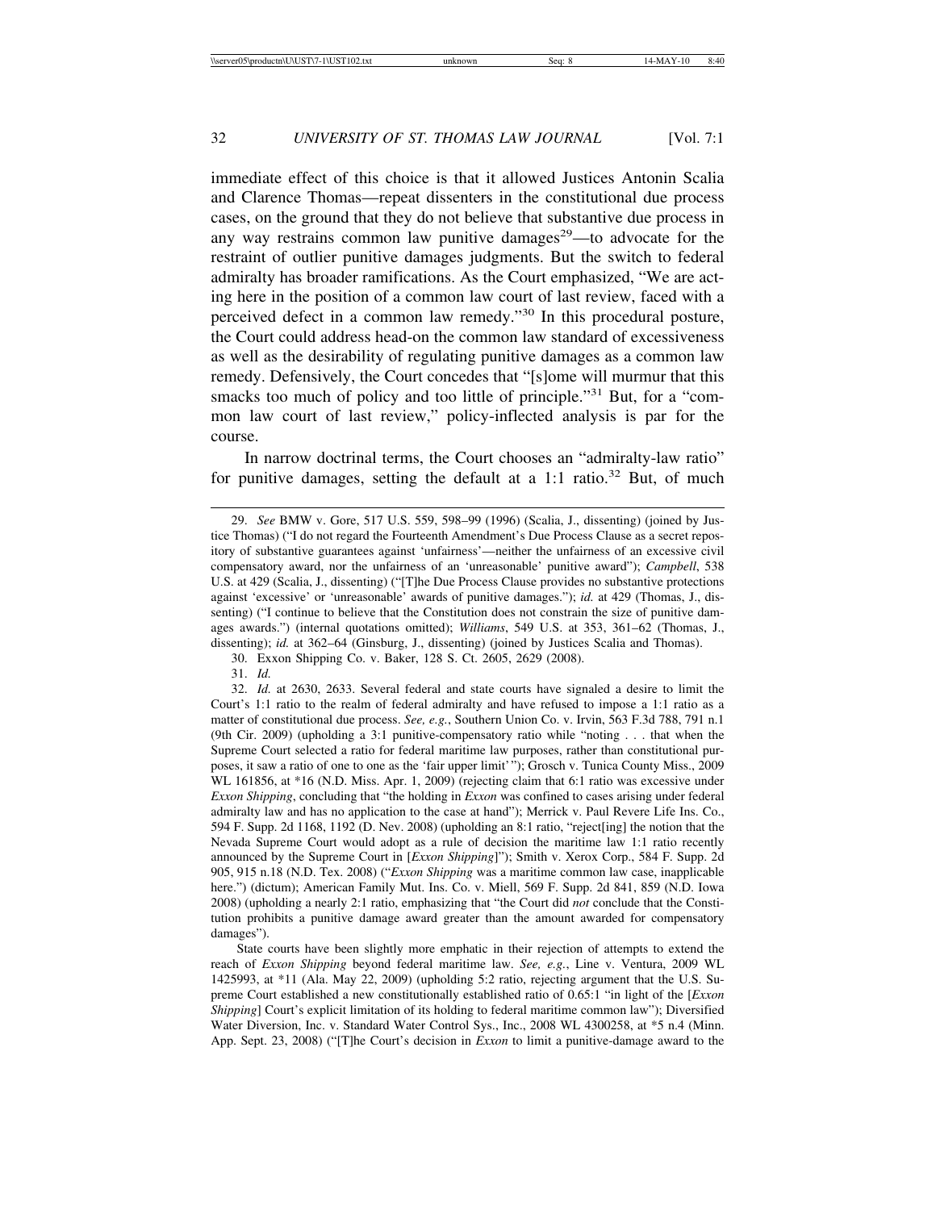immediate effect of this choice is that it allowed Justices Antonin Scalia and Clarence Thomas—repeat dissenters in the constitutional due process cases, on the ground that they do not believe that substantive due process in any way restrains common law punitive damages[29]—to advocate for the restraint of outlier punitive damages judgments. But the switch to federal admiralty has broader ramifications. As the Court emphasized, "We are acting here in the position of a common law court of last review, faced with a perceived defect in a common law remedy."[30] In this procedural posture, the Court could address head-on the common law standard of excessiveness as well as the desirability of regulating punitive damages as a common law remedy. Defensively, the Court concedes that "[s]ome will murmur that this smacks too much of policy and too little of principle."[31] But, for a "common law court of last review," policy-inflected analysis is par for the course.

In narrow doctrinal terms, the Court chooses an "admiralty-law ratio" for punitive damages, setting the default at a 1:1 ratio.[32] But, of much

---

29. *See* BMW v. Gore, 517 U.S. 559, 598–99 (1996) (Scalia, J., dissenting) (joined by Justice Thomas) ("I do not regard the Fourteenth Amendment's Due Process Clause as a secret repository of substantive guarantees against 'unfairness'—neither the unfairness of an excessive civil compensatory award, nor the unfairness of an 'unreasonable' punitive award"); *Campbell*, 538 U.S. at 429 (Scalia, J., dissenting) ("[T]he Due Process Clause provides no substantive protections against 'excessive' or 'unreasonable' awards of punitive damages."); *id.* at 429 (Thomas, J., dissenting) ("I continue to believe that the Constitution does not constrain the size of punitive damages awards.") (internal quotations omitted); *Williams*, 549 U.S. at 353, 361–62 (Thomas, J., dissenting); *id.* at 362–64 (Ginsburg, J., dissenting) (joined by Justices Scalia and Thomas).

30. Exxon Shipping Co. v. Baker, 128 S. Ct. 2605, 2629 (2008).

31. *Id.*

32. *Id.* at 2630, 2633. Several federal and state courts have signaled a desire to limit the Court's 1:1 ratio to the realm of federal admiralty and have refused to impose a 1:1 ratio as a matter of constitutional due process. *See, e.g.*, Southern Union Co. v. Irvin, 563 F.3d 788, 791 n.1 (9th Cir. 2009) (upholding a 3:1 punitive-compensatory ratio while "noting . . . that when the Supreme Court selected a ratio for federal maritime law purposes, rather than constitutional purposes, it saw a ratio of one to one as the 'fair upper limit'"); Grosch v. Tunica County Miss., 2009 WL 161856, at *16 (N.D. Miss. Apr. 1, 2009) (rejecting claim that 6:1 ratio was excessive under *Exxon Shipping*, concluding that "the holding in *Exxon* was confined to cases arising under federal admiralty law and has no application to the case at hand"); Merrick v. Paul Revere Life Ins. Co., 594 F. Supp. 2d 1168, 1192 (D. Nev. 2008) (upholding an 8:1 ratio, "reject[ing] the notion that the Nevada Supreme Court would adopt as a rule of decision the maritime law 1:1 ratio recently announced by the Supreme Court in [*Exxon Shipping*]"); Smith v. Xerox Corp., 584 F. Supp. 2d 905, 915 n.18 (N.D. Tex. 2008) ("*Exxon Shipping* was a maritime common law case, inapplicable here.") (dictum); American Family Mut. Ins. Co. v. Miell, 569 F. Supp. 2d 841, 859 (N.D. Iowa 2008) (upholding a nearly 2:1 ratio, emphasizing that "the Court did *not* conclude that the Constitution prohibits a punitive damage award greater than the amount awarded for compensatory damages").

State courts have been slightly more emphatic in their rejection of attempts to extend the reach of *Exxon Shipping* beyond federal maritime law. *See, e.g.*, Line v. Ventura, 2009 WL 1425993, at *11 (Ala. May 22, 2009) (upholding 5:2 ratio, rejecting argument that the U.S. Supreme Court established a new constitutionally established ratio of 0.65:1 "in light of the [*Exxon Shipping*] Court's explicit limitation of its holding to federal maritime common law"); Diversified Water Diversion, Inc. v. Standard Water Control Sys., Inc., 2008 WL 4300258, at *5 n.4 (Minn. App. Sept. 23, 2008) ("[T]he Court's decision in *Exxon* to limit a punitive-damage award to the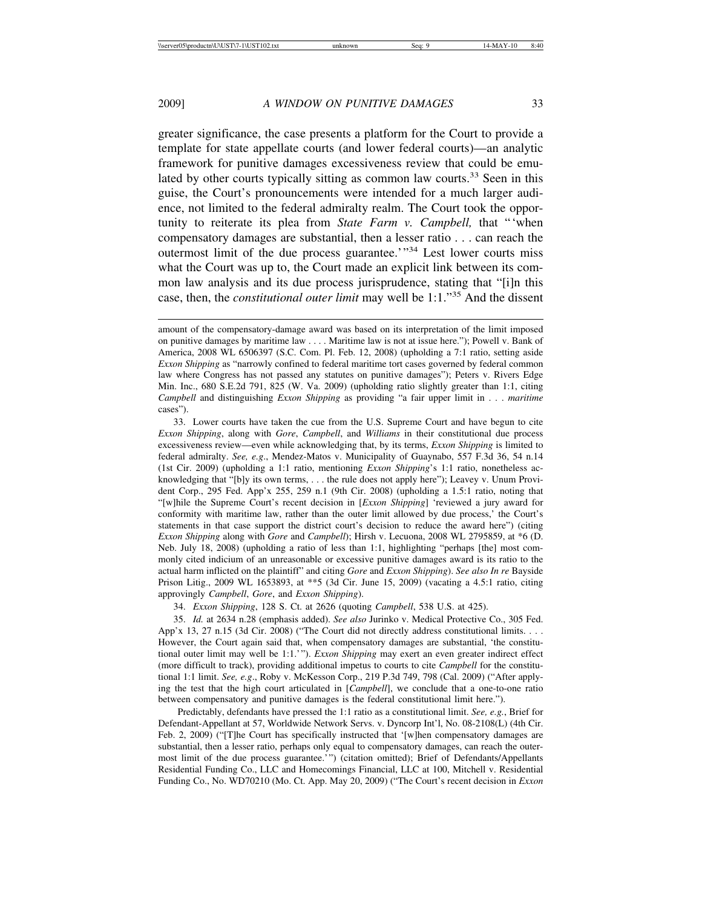greater significance, the case presents a platform for the Court to provide a template for state appellate courts (and lower federal courts)—an analytic framework for punitive damages excessiveness review that could be emulated by other courts typically sitting as common law courts.[33] Seen in this guise, the Court's pronouncements were intended for a much larger audience, not limited to the federal admiralty realm. The Court took the opportunity to reiterate its plea from *State Farm v. Campbell,* that "'when compensatory damages are substantial, then a lesser ratio . . . can reach the outermost limit of the due process guarantee.'"[34] Lest lower courts miss what the Court was up to, the Court made an explicit link between its common law analysis and its due process jurisprudence, stating that "[i]n this case, then, the *constitutional outer limit* may well be 1:1."[35] And the dissent

amount of the compensatory-damage award was based on its interpretation of the limit imposed on punitive damages by maritime law . . . . Maritime law is not at issue here."); Powell v. Bank of America, 2008 WL 6506397 (S.C. Com. Pl. Feb. 12, 2008) (upholding a 7:1 ratio, setting aside *Exxon Shipping* as "narrowly confined to federal maritime tort cases governed by federal common law where Congress has not passed any statutes on punitive damages"); Peters v. Rivers Edge Min. Inc., 680 S.E.2d 791, 825 (W. Va. 2009) (upholding ratio slightly greater than 1:1, citing *Campbell* and distinguishing *Exxon Shipping* as providing "a fair upper limit in . . . *maritime* cases").

33. Lower courts have taken the cue from the U.S. Supreme Court and have begun to cite *Exxon Shipping*, along with *Gore*, *Campbell*, and *Williams* in their constitutional due process excessiveness review—even while acknowledging that, by its terms, *Exxon Shipping* is limited to federal admiralty. *See, e.g.*, Mendez-Matos v. Municipality of Guaynabo, 557 F.3d 36, 54 n.14 (1st Cir. 2009) (upholding a 1:1 ratio, mentioning *Exxon Shipping*'s 1:1 ratio, nonetheless acknowledging that "[b]y its own terms, . . . the rule does not apply here"); Leavey v. Unum Provident Corp., 295 Fed. App'x 255, 259 n.1 (9th Cir. 2008) (upholding a 1.5:1 ratio, noting that "[w]hile the Supreme Court's recent decision in [*Exxon Shipping*] 'reviewed a jury award for conformity with maritime law, rather than the outer limit allowed by due process,' the Court's statements in that case support the district court's decision to reduce the award here") (citing *Exxon Shipping* along with *Gore* and *Campbell*); Hirsh v. Lecuona, 2008 WL 2795859, at *6 (D. Neb. July 18, 2008) (upholding a ratio of less than 1:1, highlighting "perhaps [the] most commonly cited indicium of an unreasonable or excessive punitive damages award is its ratio to the actual harm inflicted on the plaintiff" and citing *Gore* and *Exxon Shipping*). *See also In re* Bayside Prison Litig., 2009 WL 1653893, at **5 (3d Cir. June 15, 2009) (vacating a 4.5:1 ratio, citing approvingly *Campbell*, *Gore*, and *Exxon Shipping*).

34. *Exxon Shipping*, 128 S. Ct. at 2626 (quoting *Campbell*, 538 U.S. at 425).

35. *Id.* at 2634 n.28 (emphasis added). *See also* Jurinko v. Medical Protective Co., 305 Fed. App'x 13, 27 n.15 (3d Cir. 2008) ("The Court did not directly address constitutional limits. . . . However, the Court again said that, when compensatory damages are substantial, 'the constitutional outer limit may well be 1:1.'"). *Exxon Shipping* may exert an even greater indirect effect (more difficult to track), providing additional impetus to courts to cite *Campbell* for the constitutional 1:1 limit. *See, e.g.*, Roby v. McKesson Corp., 219 P.3d 749, 798 (Cal. 2009) ("After applying the test that the high court articulated in [*Campbell*], we conclude that a one-to-one ratio between compensatory and punitive damages is the federal constitutional limit here.").

Predictably, defendants have pressed the 1:1 ratio as a constitutional limit. *See, e.g.*, Brief for Defendant-Appellant at 57, Worldwide Network Servs. v. Dyncorp Int'l, No. 08-2108(L) (4th Cir. Feb. 2, 2009) ("[T]he Court has specifically instructed that '[w]hen compensatory damages are substantial, then a lesser ratio, perhaps only equal to compensatory damages, can reach the outermost limit of the due process guarantee.'") (citation omitted); Brief of Defendants/Appellants Residential Funding Co., LLC and Homecomings Financial, LLC at 100, Mitchell v. Residential Funding Co., No. WD70210 (Mo. Ct. App. May 20, 2009) ("The Court's recent decision in *Exxon*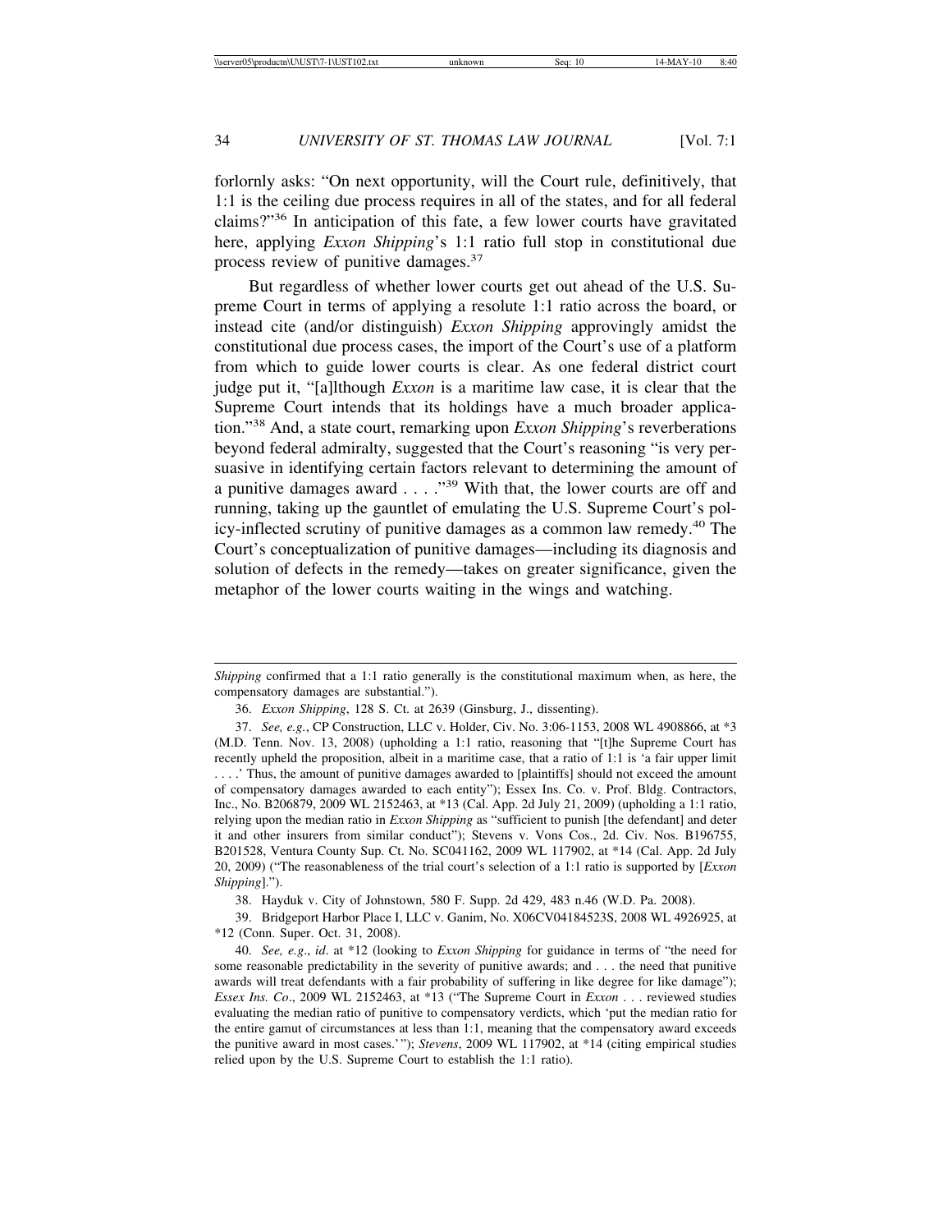forlornly asks: "On next opportunity, will the Court rule, definitively, that 1:1 is the ceiling due process requires in all of the states, and for all federal claims?"[36] In anticipation of this fate, a few lower courts have gravitated here, applying *Exxon Shipping*'s 1:1 ratio full stop in constitutional due process review of punitive damages.[37]

But regardless of whether lower courts get out ahead of the U.S. Supreme Court in terms of applying a resolute 1:1 ratio across the board, or instead cite (and/or distinguish) *Exxon Shipping* approvingly amidst the constitutional due process cases, the import of the Court's use of a platform from which to guide lower courts is clear. As one federal district court judge put it, "[a]lthough *Exxon* is a maritime law case, it is clear that the Supreme Court intends that its holdings have a much broader application."[38] And, a state court, remarking upon *Exxon Shipping*'s reverberations beyond federal admiralty, suggested that the Court's reasoning "is very persuasive in identifying certain factors relevant to determining the amount of a punitive damages award . . . ."[39] With that, the lower courts are off and running, taking up the gauntlet of emulating the U.S. Supreme Court's policy-inflected scrutiny of punitive damages as a common law remedy.[40] The Court's conceptualization of punitive damages—including its diagnosis and solution of defects in the remedy—takes on greater significance, given the metaphor of the lower courts waiting in the wings and watching.

---

*Shipping* confirmed that a 1:1 ratio generally is the constitutional maximum when, as here, the compensatory damages are substantial.").

36. *Exxon Shipping*, 128 S. Ct. at 2639 (Ginsburg, J., dissenting).

37. *See, e.g.*, CP Construction, LLC v. Holder, Civ. No. 3:06-1153, 2008 WL 4908866, at *3 (M.D. Tenn. Nov. 13, 2008) (upholding a 1:1 ratio, reasoning that "[t]he Supreme Court has recently upheld the proposition, albeit in a maritime case, that a ratio of 1:1 is 'a fair upper limit . . . .' Thus, the amount of punitive damages awarded to [plaintiffs] should not exceed the amount of compensatory damages awarded to each entity"); Essex Ins. Co. v. Prof. Bldg. Contractors, Inc., No. B206879, 2009 WL 2152463, at *13 (Cal. App. 2d July 21, 2009) (upholding a 1:1 ratio, relying upon the median ratio in *Exxon Shipping* as "sufficient to punish [the defendant] and deter it and other insurers from similar conduct"); Stevens v. Vons Cos., 2d. Civ. Nos. B196755, B201528, Ventura County Sup. Ct. No. SC041162, 2009 WL 117902, at *14 (Cal. App. 2d July 20, 2009) ("The reasonableness of the trial court's selection of a 1:1 ratio is supported by [*Exxon Shipping*].").

38. Hayduk v. City of Johnstown, 580 F. Supp. 2d 429, 483 n.46 (W.D. Pa. 2008).

39. Bridgeport Harbor Place I, LLC v. Ganim, No. X06CV04184523S, 2008 WL 4926925, at *12 (Conn. Super. Oct. 31, 2008).

40. *See, e.g.*, *id*. at *12 (looking to *Exxon Shipping* for guidance in terms of "the need for some reasonable predictability in the severity of punitive awards; and . . . the need that punitive awards will treat defendants with a fair probability of suffering in like degree for like damage"); *Essex Ins. Co*., 2009 WL 2152463, at *13 ("The Supreme Court in *Exxon* . . . reviewed studies evaluating the median ratio of punitive to compensatory verdicts, which 'put the median ratio for the entire gamut of circumstances at less than 1:1, meaning that the compensatory award exceeds the punitive award in most cases.'"); *Stevens*, 2009 WL 117902, at *14 (citing empirical studies relied upon by the U.S. Supreme Court to establish the 1:1 ratio).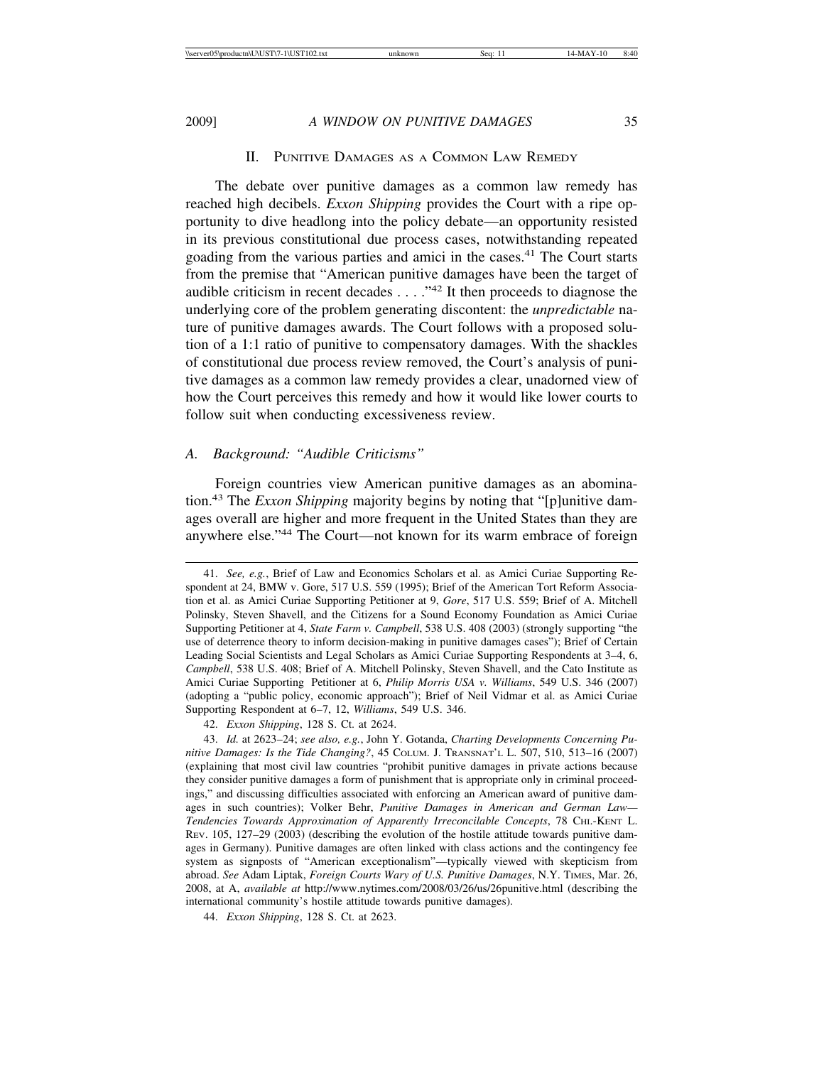## II. Punitive Damages as a Common Law Remedy

The debate over punitive damages as a common law remedy has reached high decibels. *Exxon Shipping* provides the Court with a ripe opportunity to dive headlong into the policy debate—an opportunity resisted in its previous constitutional due process cases, notwithstanding repeated goading from the various parties and amici in the cases.[41] The Court starts from the premise that "American punitive damages have been the target of audible criticism in recent decades . . . ."[42] It then proceeds to diagnose the underlying core of the problem generating discontent: the *unpredictable* nature of punitive damages awards. The Court follows with a proposed solution of a 1:1 ratio of punitive to compensatory damages. With the shackles of constitutional due process review removed, the Court's analysis of punitive damages as a common law remedy provides a clear, unadorned view of how the Court perceives this remedy and how it would like lower courts to follow suit when conducting excessiveness review.

### *A. Background: "Audible Criticisms"*

Foreign countries view American punitive damages as an abomination.[43] The *Exxon Shipping* majority begins by noting that "[p]unitive damages overall are higher and more frequent in the United States than they are anywhere else."[44] The Court—not known for its warm embrace of foreign

---

41. *See, e.g.*, Brief of Law and Economics Scholars et al. as Amici Curiae Supporting Respondent at 24, BMW v. Gore, 517 U.S. 559 (1995); Brief of the American Tort Reform Association et al. as Amici Curiae Supporting Petitioner at 9, *Gore*, 517 U.S. 559; Brief of A. Mitchell Polinsky, Steven Shavell, and the Citizens for a Sound Economy Foundation as Amici Curiae Supporting Petitioner at 4, *State Farm v. Campbell*, 538 U.S. 408 (2003) (strongly supporting "the use of deterrence theory to inform decision-making in punitive damages cases"); Brief of Certain Leading Social Scientists and Legal Scholars as Amici Curiae Supporting Respondents at 3–4, 6, *Campbell*, 538 U.S. 408; Brief of A. Mitchell Polinsky, Steven Shavell, and the Cato Institute as Amici Curiae Supporting Petitioner at 6, *Philip Morris USA v. Williams*, 549 U.S. 346 (2007) (adopting a "public policy, economic approach"); Brief of Neil Vidmar et al. as Amici Curiae Supporting Respondent at 6–7, 12, *Williams*, 549 U.S. 346.

42. *Exxon Shipping*, 128 S. Ct. at 2624.

43. *Id.* at 2623–24; *see also, e.g.*, John Y. Gotanda, *Charting Developments Concerning Punitive Damages: Is the Tide Changing?*, 45 Colum. J. Transnat'l L. 507, 510, 513–16 (2007) (explaining that most civil law countries "prohibit punitive damages in private actions because they consider punitive damages a form of punishment that is appropriate only in criminal proceedings," and discussing difficulties associated with enforcing an American award of punitive damages in such countries); Volker Behr, *Punitive Damages in American and German Law—Tendencies Towards Approximation of Apparently Irreconcilable Concepts*, 78 Chi.-Kent L. Rev. 105, 127–29 (2003) (describing the evolution of the hostile attitude towards punitive damages in Germany). Punitive damages are often linked with class actions and the contingency fee system as signposts of "American exceptionalism"—typically viewed with skepticism from abroad. *See* Adam Liptak, *Foreign Courts Wary of U.S. Punitive Damages*, N.Y. Times, Mar. 26, 2008, at A, *available at* http://www.nytimes.com/2008/03/26/us/26punitive.html (describing the international community's hostile attitude towards punitive damages).

44. *Exxon Shipping*, 128 S. Ct. at 2623.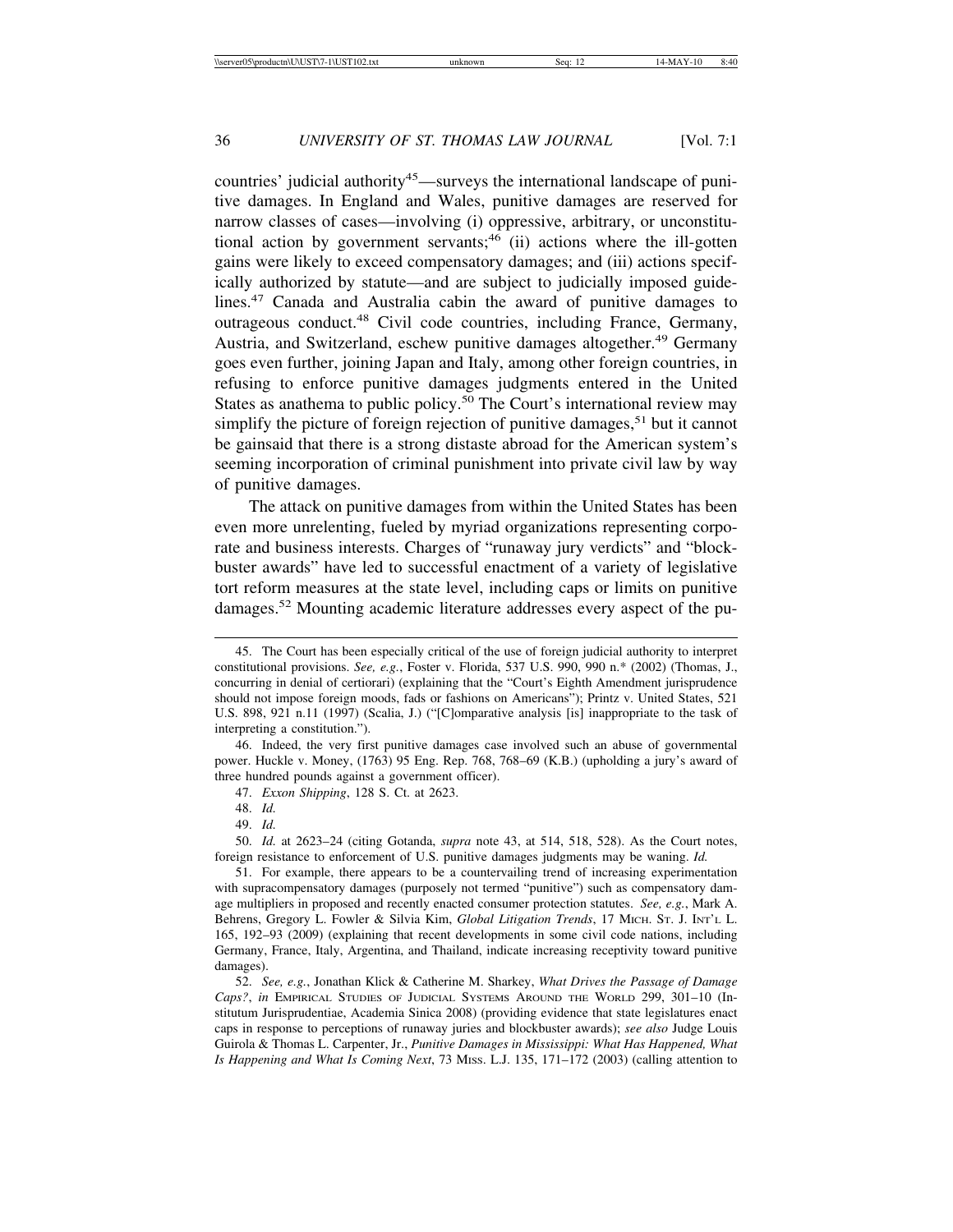countries' judicial authority[45]—surveys the international landscape of punitive damages. In England and Wales, punitive damages are reserved for narrow classes of cases—involving (i) oppressive, arbitrary, or unconstitutional action by government servants;[46] (ii) actions where the ill-gotten gains were likely to exceed compensatory damages; and (iii) actions specifically authorized by statute—and are subject to judicially imposed guidelines.[47] Canada and Australia cabin the award of punitive damages to outrageous conduct.[48] Civil code countries, including France, Germany, Austria, and Switzerland, eschew punitive damages altogether.[49] Germany goes even further, joining Japan and Italy, among other foreign countries, in refusing to enforce punitive damages judgments entered in the United States as anathema to public policy.[50] The Court's international review may simplify the picture of foreign rejection of punitive damages,[51] but it cannot be gainsaid that there is a strong distaste abroad for the American system's seeming incorporation of criminal punishment into private civil law by way of punitive damages.

The attack on punitive damages from within the United States has been even more unrelenting, fueled by myriad organizations representing corporate and business interests. Charges of "runaway jury verdicts" and "blockbuster awards" have led to successful enactment of a variety of legislative tort reform measures at the state level, including caps or limits on punitive damages.[52] Mounting academic literature addresses every aspect of the pu-

---

45. The Court has been especially critical of the use of foreign judicial authority to interpret constitutional provisions. *See, e.g.*, Foster v. Florida, 537 U.S. 990, 990 n.* (2002) (Thomas, J., concurring in denial of certiorari) (explaining that the "Court's Eighth Amendment jurisprudence should not impose foreign moods, fads or fashions on Americans"); Printz v. United States, 521 U.S. 898, 921 n.11 (1997) (Scalia, J.) ("[C]omparative analysis [is] inappropriate to the task of interpreting a constitution.").

46. Indeed, the very first punitive damages case involved such an abuse of governmental power. Huckle v. Money, (1763) 95 Eng. Rep. 768, 768–69 (K.B.) (upholding a jury's award of three hundred pounds against a government officer).

47. *Exxon Shipping*, 128 S. Ct. at 2623.

48. *Id.*

49. *Id.*

50. *Id.* at 2623–24 (citing Gotanda, *supra* note 43, at 514, 518, 528). As the Court notes, foreign resistance to enforcement of U.S. punitive damages judgments may be waning. *Id.*

51. For example, there appears to be a countervailing trend of increasing experimentation with supracompensatory damages (purposely not termed "punitive") such as compensatory damage multipliers in proposed and recently enacted consumer protection statutes. *See, e.g.*, Mark A. Behrens, Gregory L. Fowler & Silvia Kim, *Global Litigation Trends*, 17 MICH. ST. J. INT'L L. 165, 192–93 (2009) (explaining that recent developments in some civil code nations, including Germany, France, Italy, Argentina, and Thailand, indicate increasing receptivity toward punitive damages).

52. *See, e.g.*, Jonathan Klick & Catherine M. Sharkey, *What Drives the Passage of Damage Caps?*, *in* EMPIRICAL STUDIES OF JUDICIAL SYSTEMS AROUND THE WORLD 299, 301–10 (Institutum Jurisprudentiae, Academia Sinica 2008) (providing evidence that state legislatures enact caps in response to perceptions of runaway juries and blockbuster awards); *see also* Judge Louis Guirola & Thomas L. Carpenter, Jr., *Punitive Damages in Mississippi: What Has Happened, What Is Happening and What Is Coming Next*, 73 MISS. L.J. 135, 171–172 (2003) (calling attention to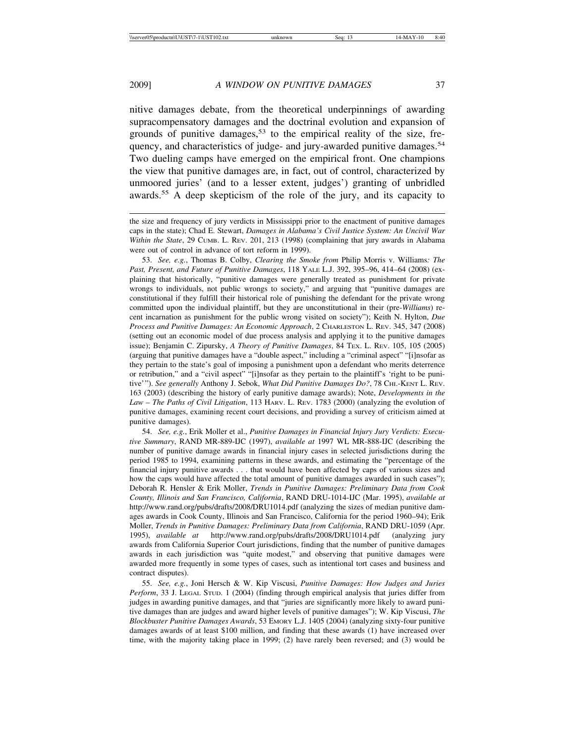nitive damages debate, from the theoretical underpinnings of awarding supracompensatory damages and the doctrinal evolution and expansion of grounds of punitive damages,[53] to the empirical reality of the size, frequency, and characteristics of judge- and jury-awarded punitive damages.[54] Two dueling camps have emerged on the empirical front. One champions the view that punitive damages are, in fact, out of control, characterized by unmoored juries' (and to a lesser extent, judges') granting of unbridled awards.[55] A deep skepticism of the role of the jury, and its capacity to

---

the size and frequency of jury verdicts in Mississippi prior to the enactment of punitive damages caps in the state); Chad E. Stewart, *Damages in Alabama's Civil Justice System: An Uncivil War Within the State*, 29 CUMB. L. REV. 201, 213 (1998) (complaining that jury awards in Alabama were out of control in advance of tort reform in 1999).

53. *See, e.g.*, Thomas B. Colby, *Clearing the Smoke from* Philip Morris v. Williams*: The Past, Present, and Future of Punitive Damages*, 118 YALE L.J. 392, 395–96, 414–64 (2008) (explaining that historically, "punitive damages were generally treated as punishment for private wrongs to individuals, not public wrongs to society," and arguing that "punitive damages are constitutional if they fulfill their historical role of punishing the defendant for the private wrong committed upon the individual plaintiff, but they are unconstitutional in their (pre-*Williams*) recent incarnation as punishment for the public wrong visited on society"); Keith N. Hylton, *Due Process and Punitive Damages: An Economic Approach*, 2 CHARLESTON L. REV. 345, 347 (2008) (setting out an economic model of due process analysis and applying it to the punitive damages issue); Benjamin C. Zipursky, *A Theory of Punitive Damages*, 84 TEX. L. REV. 105, 105 (2005) (arguing that punitive damages have a "double aspect," including a "criminal aspect" "[i]nsofar as they pertain to the state's goal of imposing a punishment upon a defendant who merits deterrence or retribution," and a "civil aspect" "[i]nsofar as they pertain to the plaintiff's 'right to be punitive'"). *See generally* Anthony J. Sebok, *What Did Punitive Damages Do?*, 78 CHI.-KENT L. REV. 163 (2003) (describing the history of early punitive damage awards); Note, *Developments in the Law – The Paths of Civil Litigation*, 113 HARV. L. REV. 1783 (2000) (analyzing the evolution of punitive damages, examining recent court decisions, and providing a survey of criticism aimed at punitive damages).

54. *See, e.g.*, Erik Moller et al., *Punitive Damages in Financial Injury Jury Verdicts: Executive Summary*, RAND MR-889-IJC (1997), *available at* 1997 WL MR-888-IJC (describing the number of punitive damage awards in financial injury cases in selected jurisdictions during the period 1985 to 1994, examining patterns in these awards, and estimating the "percentage of the financial injury punitive awards . . . that would have been affected by caps of various sizes and how the caps would have affected the total amount of punitive damages awarded in such cases"); Deborah R. Hensler & Erik Moller, *Trends in Punitive Damages: Preliminary Data from Cook County, Illinois and San Francisco, California*, RAND DRU-1014-IJC (Mar. 1995), *available at* http://www.rand.org/pubs/drafts/2008/DRU1014.pdf (analyzing the sizes of median punitive damages awards in Cook County, Illinois and San Francisco, California for the period 1960–94); Erik Moller, *Trends in Punitive Damages: Preliminary Data from California*, RAND DRU-1059 (Apr. 1995), *available at* http://www.rand.org/pubs/drafts/2008/DRU1014.pdf (analyzing jury awards from California Superior Court jurisdictions, finding that the number of punitive damages awards in each jurisdiction was "quite modest," and observing that punitive damages were awarded more frequently in some types of cases, such as intentional tort cases and business and contract disputes).

55. *See, e.g.*, Joni Hersch & W. Kip Viscusi, *Punitive Damages: How Judges and Juries Perform*, 33 J. LEGAL STUD. 1 (2004) (finding through empirical analysis that juries differ from judges in awarding punitive damages, and that "juries are significantly more likely to award punitive damages than are judges and award higher levels of punitive damages"); W. Kip Viscusi, *The Blockbuster Punitive Damages Awards*, 53 EMORY L.J. 1405 (2004) (analyzing sixty-four punitive damages awards of at least $100 million, and finding that these awards (1) have increased over time, with the majority taking place in 1999; (2) have rarely been reversed; and (3) would be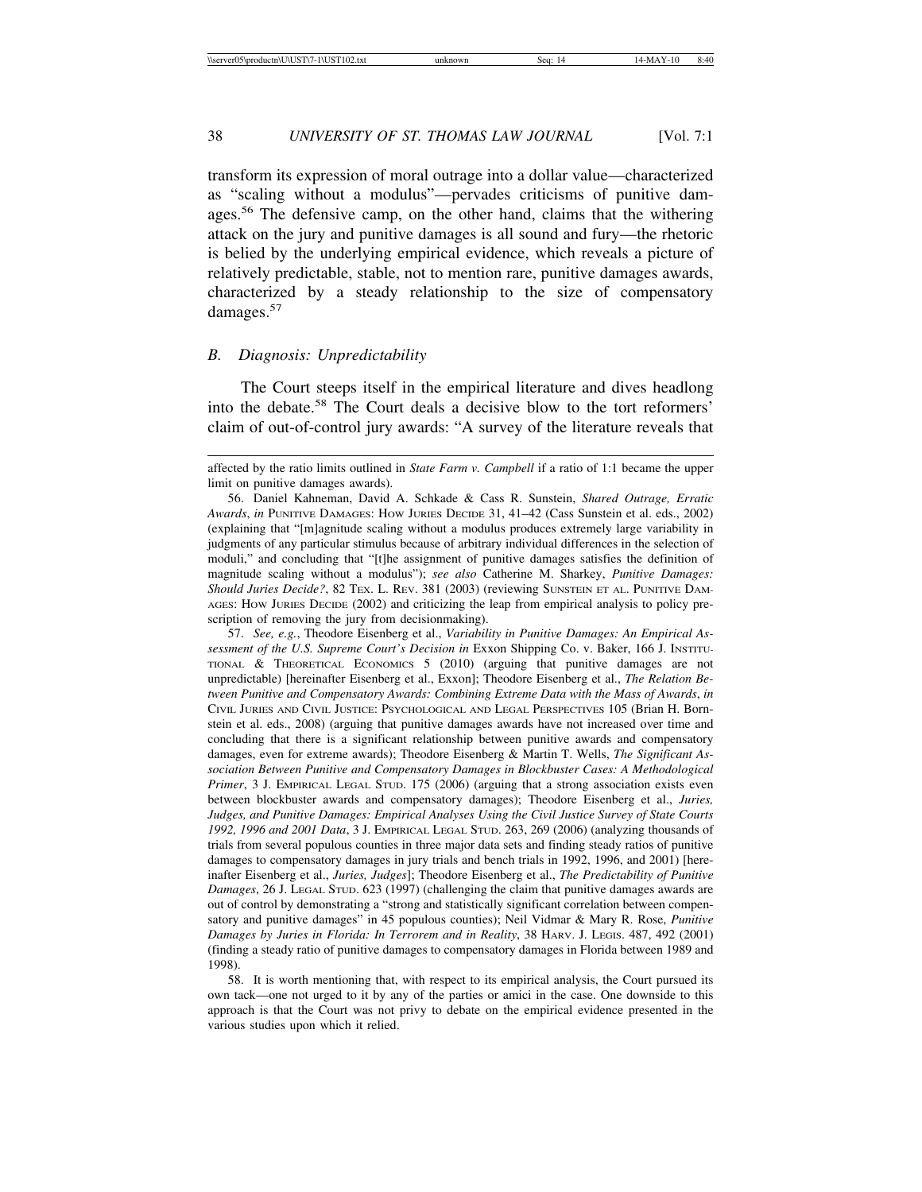transform its expression of moral outrage into a dollar value—characterized as "scaling without a modulus"—pervades criticisms of punitive damages.[56] The defensive camp, on the other hand, claims that the withering attack on the jury and punitive damages is all sound and fury—the rhetoric is belied by the underlying empirical evidence, which reveals a picture of relatively predictable, stable, not to mention rare, punitive damages awards, characterized by a steady relationship to the size of compensatory damages.[57]

### *B. Diagnosis: Unpredictability*

The Court steeps itself in the empirical literature and dives headlong into the debate.[58] The Court deals a decisive blow to the tort reformers' claim of out-of-control jury awards: "A survey of the literature reveals that

---

affected by the ratio limits outlined in *State Farm v. Campbell* if a ratio of 1:1 became the upper limit on punitive damages awards).

56. Daniel Kahneman, David A. Schkade & Cass R. Sunstein, *Shared Outrage, Erratic Awards*, *in* PUNITIVE DAMAGES: HOW JURIES DECIDE 31, 41–42 (Cass Sunstein et al. eds., 2002) (explaining that "[m]agnitude scaling without a modulus produces extremely large variability in judgments of any particular stimulus because of arbitrary individual differences in the selection of moduli," and concluding that "[t]he assignment of punitive damages satisfies the definition of magnitude scaling without a modulus"); *see also* Catherine M. Sharkey, *Punitive Damages: Should Juries Decide?*, 82 TEX. L. REV. 381 (2003) (reviewing SUNSTEIN ET AL. PUNITIVE DAMAGES: HOW JURIES DECIDE (2002) and criticizing the leap from empirical analysis to policy prescription of removing the jury from decisionmaking).

57. *See, e.g.*, Theodore Eisenberg et al., *Variability in Punitive Damages: An Empirical Assessment of the U.S. Supreme Court's Decision in* Exxon Shipping Co. v. Baker, 166 J. INSTITUTIONAL & THEORETICAL ECONOMICS 5 (2010) (arguing that punitive damages are not unpredictable) [hereinafter Eisenberg et al., Exxon]; Theodore Eisenberg et al., *The Relation Between Punitive and Compensatory Awards: Combining Extreme Data with the Mass of Awards*, *in* CIVIL JURIES AND CIVIL JUSTICE: PSYCHOLOGICAL AND LEGAL PERSPECTIVES 105 (Brian H. Bornstein et al. eds., 2008) (arguing that punitive damages awards have not increased over time and concluding that there is a significant relationship between punitive awards and compensatory damages, even for extreme awards); Theodore Eisenberg & Martin T. Wells, *The Significant Association Between Punitive and Compensatory Damages in Blockbuster Cases: A Methodological Primer*, 3 J. EMPIRICAL LEGAL STUD. 175 (2006) (arguing that a strong association exists even between blockbuster awards and compensatory damages); Theodore Eisenberg et al., *Juries, Judges, and Punitive Damages: Empirical Analyses Using the Civil Justice Survey of State Courts 1992, 1996 and 2001 Data*, 3 J. EMPIRICAL LEGAL STUD. 263, 269 (2006) (analyzing thousands of trials from several populous counties in three major data sets and finding steady ratios of punitive damages to compensatory damages in jury trials and bench trials in 1992, 1996, and 2001) [hereinafter Eisenberg et al., *Juries, Judges*]; Theodore Eisenberg et al., *The Predictability of Punitive Damages*, 26 J. LEGAL STUD. 623 (1997) (challenging the claim that punitive damages awards are out of control by demonstrating a "strong and statistically significant correlation between compensatory and punitive damages" in 45 populous counties); Neil Vidmar & Mary R. Rose, *Punitive Damages by Juries in Florida: In Terrorem and in Reality*, 38 HARV. J. LEGIS. 487, 492 (2001) (finding a steady ratio of punitive damages to compensatory damages in Florida between 1989 and 1998).

58. It is worth mentioning that, with respect to its empirical analysis, the Court pursued its own tack—one not urged to it by any of the parties or amici in the case. One downside to this approach is that the Court was not privy to debate on the empirical evidence presented in the various studies upon which it relied.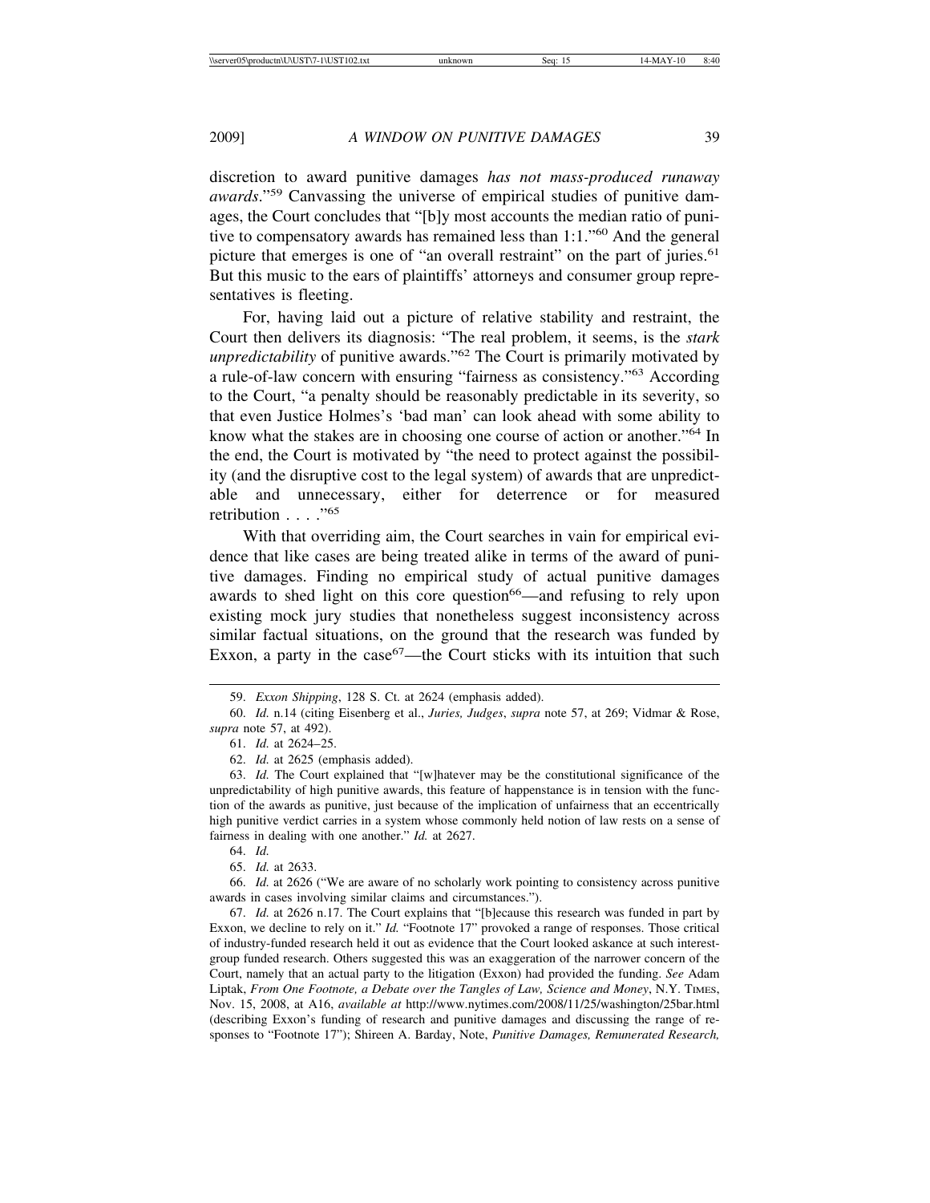discretion to award punitive damages *has not mass-produced runaway awards*."[59] Canvassing the universe of empirical studies of punitive damages, the Court concludes that "[b]y most accounts the median ratio of punitive to compensatory awards has remained less than 1:1."[60] And the general picture that emerges is one of "an overall restraint" on the part of juries.[61] But this music to the ears of plaintiffs' attorneys and consumer group representatives is fleeting.

For, having laid out a picture of relative stability and restraint, the Court then delivers its diagnosis: "The real problem, it seems, is the *stark unpredictability* of punitive awards."[62] The Court is primarily motivated by a rule-of-law concern with ensuring "fairness as consistency."[63] According to the Court, "a penalty should be reasonably predictable in its severity, so that even Justice Holmes's 'bad man' can look ahead with some ability to know what the stakes are in choosing one course of action or another."[64] In the end, the Court is motivated by "the need to protect against the possibility (and the disruptive cost to the legal system) of awards that are unpredictable and unnecessary, either for deterrence or for measured retribution . . . ."[65]

With that overriding aim, the Court searches in vain for empirical evidence that like cases are being treated alike in terms of the award of punitive damages. Finding no empirical study of actual punitive damages awards to shed light on this core question[66]—and refusing to rely upon existing mock jury studies that nonetheless suggest inconsistency across similar factual situations, on the ground that the research was funded by Exxon, a party in the case[67]—the Court sticks with its intuition that such

---

59. *Exxon Shipping*, 128 S. Ct. at 2624 (emphasis added).

60. *Id.* n.14 (citing Eisenberg et al., *Juries, Judges*, *supra* note 57, at 269; Vidmar & Rose, *supra* note 57, at 492).

61. *Id.* at 2624–25.

62. *Id.* at 2625 (emphasis added).

63. *Id.* The Court explained that "[w]hatever may be the constitutional significance of the unpredictability of high punitive awards, this feature of happenstance is in tension with the function of the awards as punitive, just because of the implication of unfairness that an eccentrically high punitive verdict carries in a system whose commonly held notion of law rests on a sense of fairness in dealing with one another." *Id.* at 2627.

64. *Id.*

65. *Id.* at 2633.

66. *Id.* at 2626 ("We are aware of no scholarly work pointing to consistency across punitive awards in cases involving similar claims and circumstances.").

67. *Id.* at 2626 n.17. The Court explains that "[b]ecause this research was funded in part by Exxon, we decline to rely on it." *Id.* "Footnote 17" provoked a range of responses. Those critical of industry-funded research held it out as evidence that the Court looked askance at such interest-group funded research. Others suggested this was an exaggeration of the narrower concern of the Court, namely that an actual party to the litigation (Exxon) had provided the funding. *See* Adam Liptak, *From One Footnote, a Debate over the Tangles of Law, Science and Money*, N.Y. TIMES, Nov. 15, 2008, at A16, *available at* http://www.nytimes.com/2008/11/25/washington/25bar.html (describing Exxon's funding of research and punitive damages and discussing the range of responses to "Footnote 17"); Shireen A. Barday, Note, *Punitive Damages, Remunerated Research,*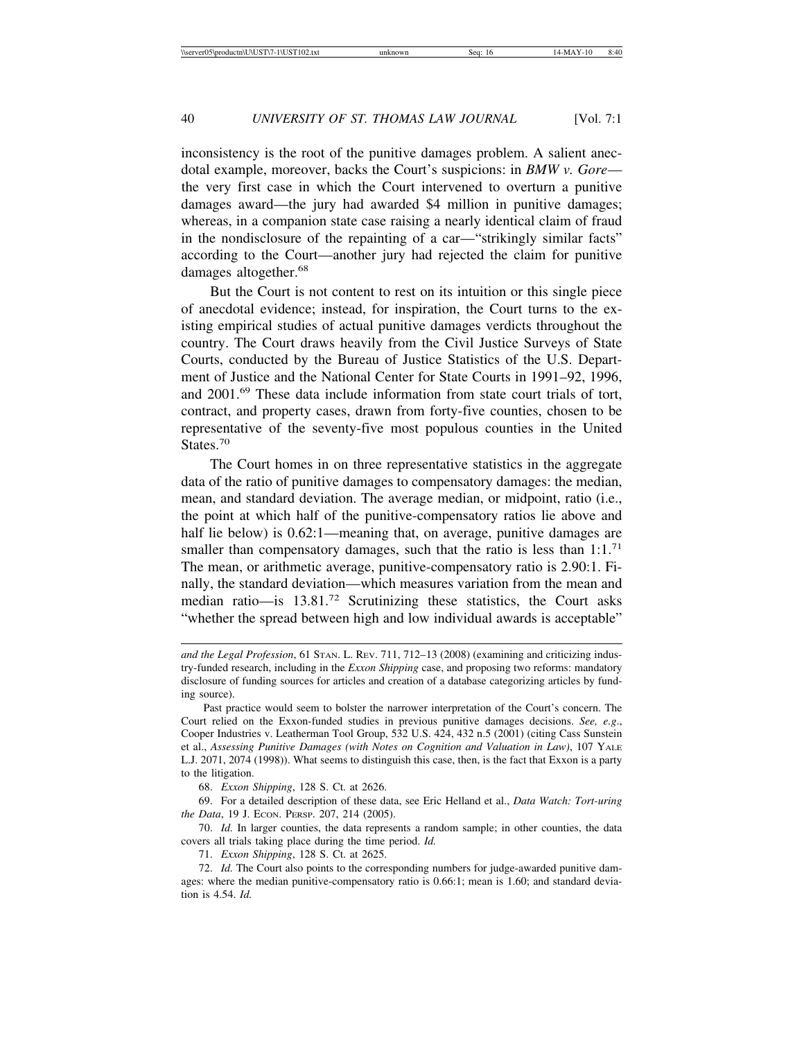inconsistency is the root of the punitive damages problem. A salient anecdotal example, moreover, backs the Court's suspicions: in *BMW v. Gore*—the very first case in which the Court intervened to overturn a punitive damages award—the jury had awarded \$4 million in punitive damages; whereas, in a companion state case raising a nearly identical claim of fraud in the nondisclosure of the repainting of a car—"strikingly similar facts" according to the Court—another jury had rejected the claim for punitive damages altogether.[68]

But the Court is not content to rest on its intuition or this single piece of anecdotal evidence; instead, for inspiration, the Court turns to the existing empirical studies of actual punitive damages verdicts throughout the country. The Court draws heavily from the Civil Justice Surveys of State Courts, conducted by the Bureau of Justice Statistics of the U.S. Department of Justice and the National Center for State Courts in 1991–92, 1996, and 2001.[69] These data include information from state court trials of tort, contract, and property cases, drawn from forty-five counties, chosen to be representative of the seventy-five most populous counties in the United States.[70]

The Court homes in on three representative statistics in the aggregate data of the ratio of punitive damages to compensatory damages: the median, mean, and standard deviation. The average median, or midpoint, ratio (i.e., the point at which half of the punitive-compensatory ratios lie above and half lie below) is 0.62:1—meaning that, on average, punitive damages are smaller than compensatory damages, such that the ratio is less than 1:1.[71] The mean, or arithmetic average, punitive-compensatory ratio is 2.90:1. Finally, the standard deviation—which measures variation from the mean and median ratio—is 13.81.[72] Scrutinizing these statistics, the Court asks "whether the spread between high and low individual awards is acceptable"

---

*and the Legal Profession*, 61 STAN. L. REV. 711, 712–13 (2008) (examining and criticizing industry-funded research, including in the *Exxon Shipping* case, and proposing two reforms: mandatory disclosure of funding sources for articles and creation of a database categorizing articles by funding source).

Past practice would seem to bolster the narrower interpretation of the Court's concern. The Court relied on the Exxon-funded studies in previous punitive damages decisions. *See, e.g.*, Cooper Industries v. Leatherman Tool Group, 532 U.S. 424, 432 n.5 (2001) (citing Cass Sunstein et al., *Assessing Punitive Damages (with Notes on Cognition and Valuation in Law)*, 107 YALE L.J. 2071, 2074 (1998)). What seems to distinguish this case, then, is the fact that Exxon is a party to the litigation.

68. *Exxon Shipping*, 128 S. Ct. at 2626.

69. For a detailed description of these data, see Eric Helland et al., *Data Watch: Tort-uring the Data*, 19 J. ECON. PERSP. 207, 214 (2005).

70. *Id.* In larger counties, the data represents a random sample; in other counties, the data covers all trials taking place during the time period. *Id.*

71. *Exxon Shipping*, 128 S. Ct. at 2625.

72. *Id.* The Court also points to the corresponding numbers for judge-awarded punitive damages: where the median punitive-compensatory ratio is 0.66:1; mean is 1.60; and standard deviation is 4.54. *Id.*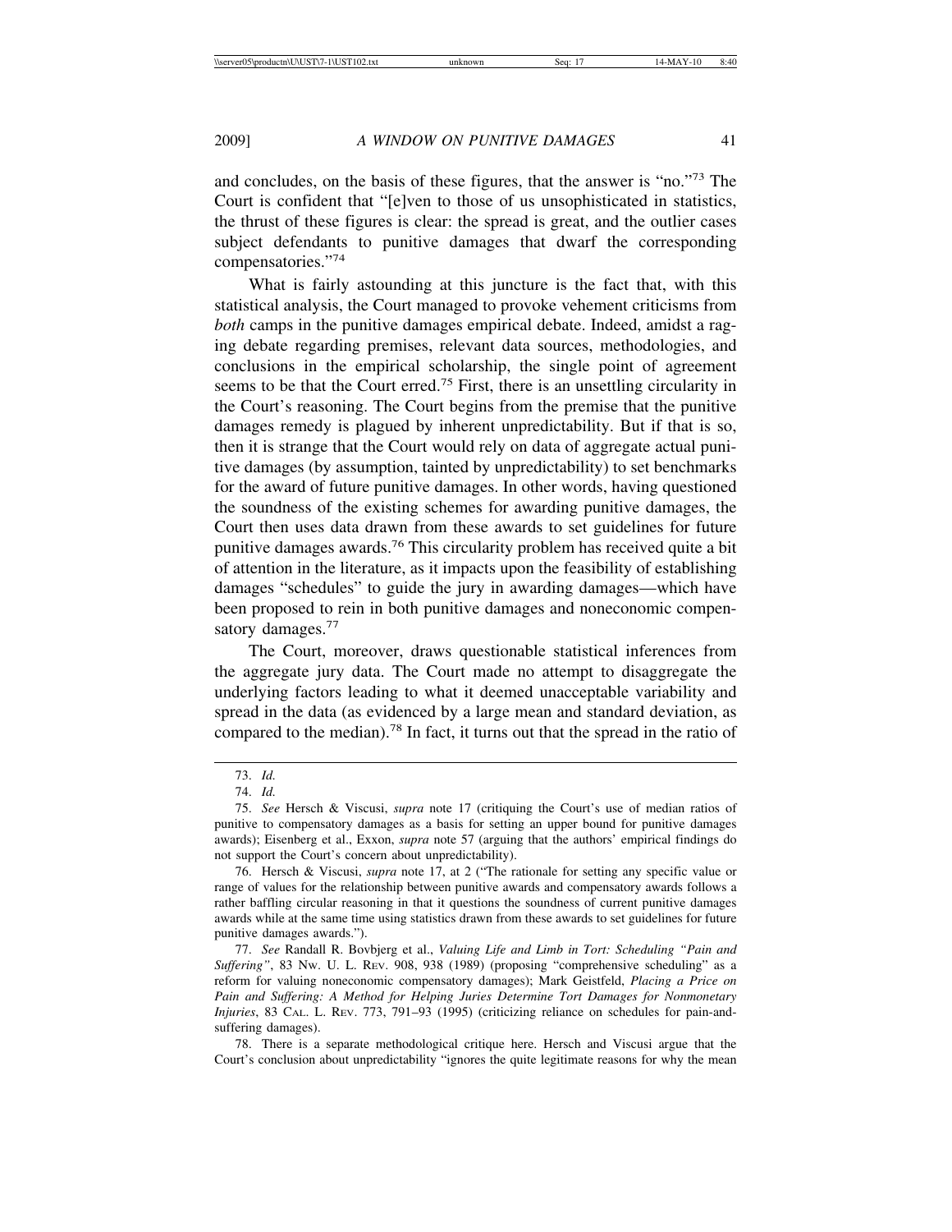and concludes, on the basis of these figures, that the answer is "no."[73] The Court is confident that "[e]ven to those of us unsophisticated in statistics, the thrust of these figures is clear: the spread is great, and the outlier cases subject defendants to punitive damages that dwarf the corresponding compensatories."[74]

What is fairly astounding at this juncture is the fact that, with this statistical analysis, the Court managed to provoke vehement criticisms from *both* camps in the punitive damages empirical debate. Indeed, amidst a raging debate regarding premises, relevant data sources, methodologies, and conclusions in the empirical scholarship, the single point of agreement seems to be that the Court erred.[75] First, there is an unsettling circularity in the Court's reasoning. The Court begins from the premise that the punitive damages remedy is plagued by inherent unpredictability. But if that is so, then it is strange that the Court would rely on data of aggregate actual punitive damages (by assumption, tainted by unpredictability) to set benchmarks for the award of future punitive damages. In other words, having questioned the soundness of the existing schemes for awarding punitive damages, the Court then uses data drawn from these awards to set guidelines for future punitive damages awards.[76] This circularity problem has received quite a bit of attention in the literature, as it impacts upon the feasibility of establishing damages "schedules" to guide the jury in awarding damages—which have been proposed to rein in both punitive damages and noneconomic compensatory damages.[77]

The Court, moreover, draws questionable statistical inferences from the aggregate jury data. The Court made no attempt to disaggregate the underlying factors leading to what it deemed unacceptable variability and spread in the data (as evidenced by a large mean and standard deviation, as compared to the median).[78] In fact, it turns out that the spread in the ratio of

---

73. *Id.*

74. *Id.*

75. *See* Hersch & Viscusi, *supra* note 17 (critiquing the Court's use of median ratios of punitive to compensatory damages as a basis for setting an upper bound for punitive damages awards); Eisenberg et al., Exxon, *supra* note 57 (arguing that the authors' empirical findings do not support the Court's concern about unpredictability).

76. Hersch & Viscusi, *supra* note 17, at 2 ("The rationale for setting any specific value or range of values for the relationship between punitive awards and compensatory awards follows a rather baffling circular reasoning in that it questions the soundness of current punitive damages awards while at the same time using statistics drawn from these awards to set guidelines for future punitive damages awards.").

77. *See* Randall R. Bovbjerg et al., *Valuing Life and Limb in Tort: Scheduling "Pain and Suffering"*, 83 NW. U. L. REV. 908, 938 (1989) (proposing "comprehensive scheduling" as a reform for valuing noneconomic compensatory damages); Mark Geistfeld, *Placing a Price on Pain and Suffering: A Method for Helping Juries Determine Tort Damages for Nonmonetary Injuries*, 83 CAL. L. REV. 773, 791–93 (1995) (criticizing reliance on schedules for pain-and-suffering damages).

78. There is a separate methodological critique here. Hersch and Viscusi argue that the Court's conclusion about unpredictability "ignores the quite legitimate reasons for why the mean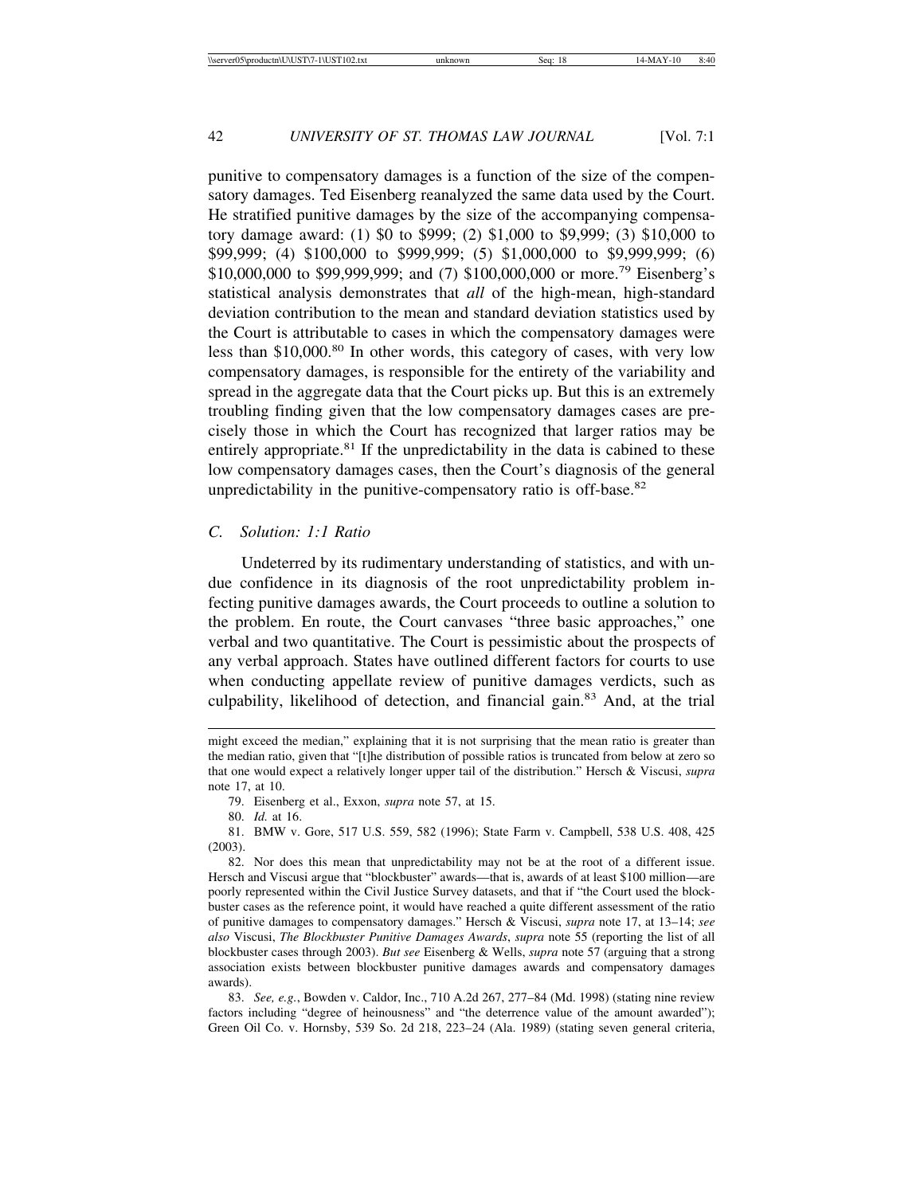punitive to compensatory damages is a function of the size of the compensatory damages. Ted Eisenberg reanalyzed the same data used by the Court. He stratified punitive damages by the size of the accompanying compensatory damage award: (1) $0 to $999; (2) $1,000 to $9,999; (3) $10,000 to $99,999; (4) $100,000 to $999,999; (5) $1,000,000 to $9,999,999; (6) $10,000,000 to $99,999,999; and (7) $100,000,000 or more.[79] Eisenberg's statistical analysis demonstrates that *all* of the high-mean, high-standard deviation contribution to the mean and standard deviation statistics used by the Court is attributable to cases in which the compensatory damages were less than $10,000.[80] In other words, this category of cases, with very low compensatory damages, is responsible for the entirety of the variability and spread in the aggregate data that the Court picks up. But this is an extremely troubling finding given that the low compensatory damages cases are precisely those in which the Court has recognized that larger ratios may be entirely appropriate.[81] If the unpredictability in the data is cabined to these low compensatory damages cases, then the Court's diagnosis of the general unpredictability in the punitive-compensatory ratio is off-base.[82]

### *C. Solution: 1:1 Ratio*

Undeterred by its rudimentary understanding of statistics, and with undue confidence in its diagnosis of the root unpredictability problem infecting punitive damages awards, the Court proceeds to outline a solution to the problem. En route, the Court canvases "three basic approaches," one verbal and two quantitative. The Court is pessimistic about the prospects of any verbal approach. States have outlined different factors for courts to use when conducting appellate review of punitive damages verdicts, such as culpability, likelihood of detection, and financial gain.[83] And, at the trial

---

might exceed the median," explaining that it is not surprising that the mean ratio is greater than the median ratio, given that "[t]he distribution of possible ratios is truncated from below at zero so that one would expect a relatively longer upper tail of the distribution." Hersch & Viscusi, *supra* note 17, at 10.

79. Eisenberg et al., Exxon, *supra* note 57, at 15.

80. *Id.* at 16.

81. BMW v. Gore, 517 U.S. 559, 582 (1996); State Farm v. Campbell, 538 U.S. 408, 425 (2003).

82. Nor does this mean that unpredictability may not be at the root of a different issue. Hersch and Viscusi argue that "blockbuster" awards—that is, awards of at least $100 million—are poorly represented within the Civil Justice Survey datasets, and that if "the Court used the blockbuster cases as the reference point, it would have reached a quite different assessment of the ratio of punitive damages to compensatory damages." Hersch & Viscusi, *supra* note 17, at 13–14; *see also* Viscusi, *The Blockbuster Punitive Damages Awards*, *supra* note 55 (reporting the list of all blockbuster cases through 2003). *But see* Eisenberg & Wells, *supra* note 57 (arguing that a strong association exists between blockbuster punitive damages awards and compensatory damages awards).

83. *See, e.g.*, Bowden v. Caldor, Inc., 710 A.2d 267, 277–84 (Md. 1998) (stating nine review factors including "degree of heinousness" and "the deterrence value of the amount awarded"); Green Oil Co. v. Hornsby, 539 So. 2d 218, 223–24 (Ala. 1989) (stating seven general criteria,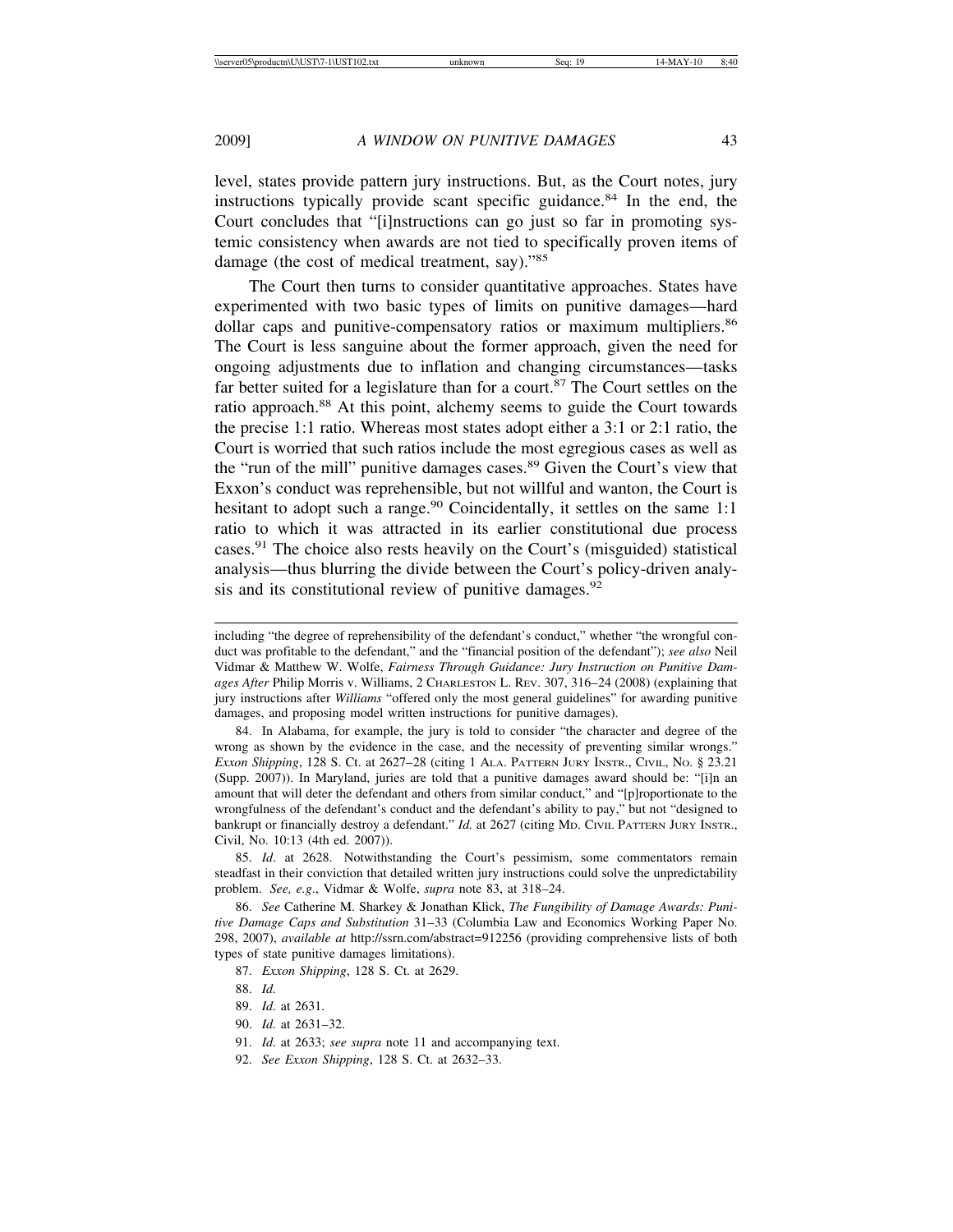level, states provide pattern jury instructions. But, as the Court notes, jury instructions typically provide scant specific guidance.[84] In the end, the Court concludes that "[i]nstructions can go just so far in promoting systemic consistency when awards are not tied to specifically proven items of damage (the cost of medical treatment, say)."[85]

The Court then turns to consider quantitative approaches. States have experimented with two basic types of limits on punitive damages—hard dollar caps and punitive-compensatory ratios or maximum multipliers.[86] The Court is less sanguine about the former approach, given the need for ongoing adjustments due to inflation and changing circumstances—tasks far better suited for a legislature than for a court.[87] The Court settles on the ratio approach.[88] At this point, alchemy seems to guide the Court towards the precise 1:1 ratio. Whereas most states adopt either a 3:1 or 2:1 ratio, the Court is worried that such ratios include the most egregious cases as well as the "run of the mill" punitive damages cases.[89] Given the Court's view that Exxon's conduct was reprehensible, but not willful and wanton, the Court is hesitant to adopt such a range.[90] Coincidentally, it settles on the same 1:1 ratio to which it was attracted in its earlier constitutional due process cases.[91] The choice also rests heavily on the Court's (misguided) statistical analysis—thus blurring the divide between the Court's policy-driven analysis and its constitutional review of punitive damages.[92]

---

including "the degree of reprehensibility of the defendant's conduct," whether "the wrongful conduct was profitable to the defendant," and the "financial position of the defendant"); *see also* Neil Vidmar & Matthew W. Wolfe, *Fairness Through Guidance: Jury Instruction on Punitive Damages After* Philip Morris v. Williams, 2 CHARLESTON L. REV. 307, 316–24 (2008) (explaining that jury instructions after *Williams* "offered only the most general guidelines" for awarding punitive damages, and proposing model written instructions for punitive damages).

84. In Alabama, for example, the jury is told to consider "the character and degree of the wrong as shown by the evidence in the case, and the necessity of preventing similar wrongs." *Exxon Shipping*, 128 S. Ct. at 2627–28 (citing 1 ALA. PATTERN JURY INSTR., CIVIL, NO. § 23.21 (Supp. 2007)). In Maryland, juries are told that a punitive damages award should be: "[i]n an amount that will deter the defendant and others from similar conduct," and "[p]roportionate to the wrongfulness of the defendant's conduct and the defendant's ability to pay," but not "designed to bankrupt or financially destroy a defendant." *Id.* at 2627 (citing MD. CIVIL PATTERN JURY INSTR., Civil, No. 10:13 (4th ed. 2007)).

85. *Id*. at 2628. Notwithstanding the Court's pessimism, some commentators remain steadfast in their conviction that detailed written jury instructions could solve the unpredictability problem. *See, e.g*., Vidmar & Wolfe, *supra* note 83, at 318–24.

86. *See* Catherine M. Sharkey & Jonathan Klick, *The Fungibility of Damage Awards: Punitive Damage Caps and Substitution* 31–33 (Columbia Law and Economics Working Paper No. 298, 2007), *available at* http://ssrn.com/abstract=912256 (providing comprehensive lists of both types of state punitive damages limitations).

87. *Exxon Shipping*, 128 S. Ct. at 2629.

88. *Id.*

89. *Id.* at 2631.

90. *Id.* at 2631–32.

91. *Id.* at 2633; *see supra* note 11 and accompanying text.

92. *See Exxon Shipping*, 128 S. Ct. at 2632–33.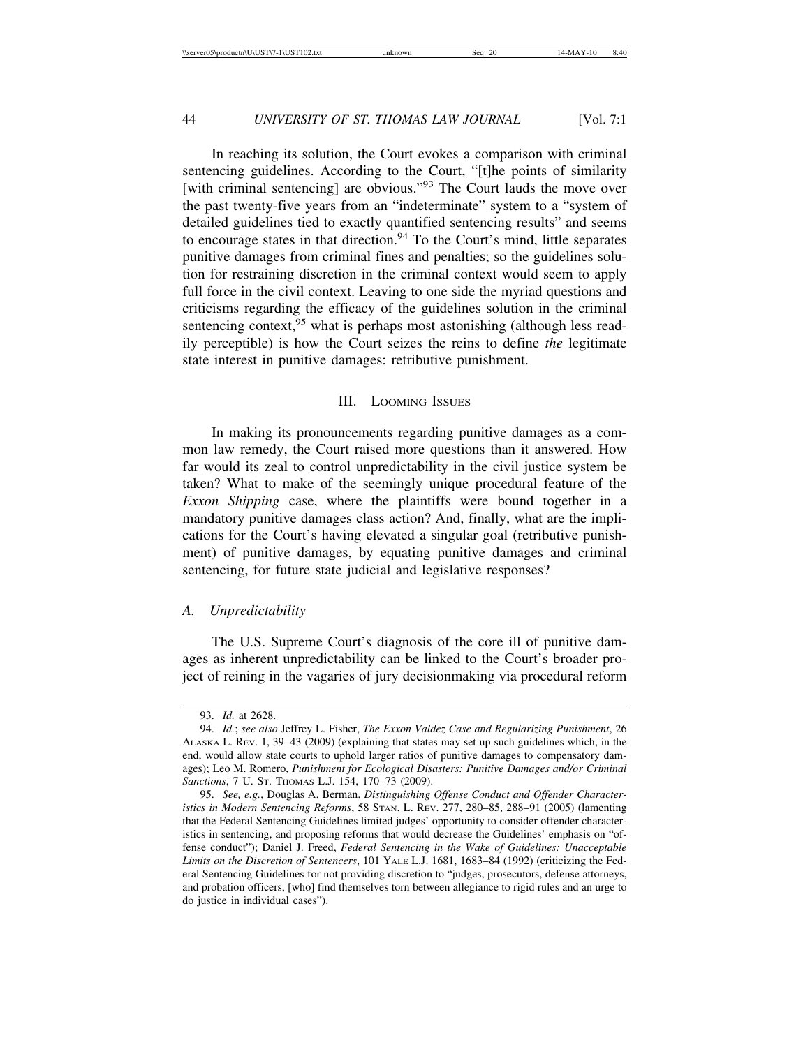In reaching its solution, the Court evokes a comparison with criminal sentencing guidelines. According to the Court, "[t]he points of similarity [with criminal sentencing] are obvious."[93] The Court lauds the move over the past twenty-five years from an "indeterminate" system to a "system of detailed guidelines tied to exactly quantified sentencing results" and seems to encourage states in that direction.[94] To the Court's mind, little separates punitive damages from criminal fines and penalties; so the guidelines solution for restraining discretion in the criminal context would seem to apply full force in the civil context. Leaving to one side the myriad questions and criticisms regarding the efficacy of the guidelines solution in the criminal sentencing context,[95] what is perhaps most astonishing (although less readily perceptible) is how the Court seizes the reins to define *the* legitimate state interest in punitive damages: retributive punishment.

## III. Looming Issues

In making its pronouncements regarding punitive damages as a common law remedy, the Court raised more questions than it answered. How far would its zeal to control unpredictability in the civil justice system be taken? What to make of the seemingly unique procedural feature of the *Exxon Shipping* case, where the plaintiffs were bound together in a mandatory punitive damages class action? And, finally, what are the implications for the Court's having elevated a singular goal (retributive punishment) of punitive damages, by equating punitive damages and criminal sentencing, for future state judicial and legislative responses?

### A. Unpredictability

The U.S. Supreme Court's diagnosis of the core ill of punitive damages as inherent unpredictability can be linked to the Court's broader project of reining in the vagaries of jury decisionmaking via procedural reform

---

93. *Id.* at 2628.

94. *Id.*; *see also* Jeffrey L. Fisher, *The Exxon Valdez Case and Regularizing Punishment*, 26 Alaska L. Rev. 1, 39–43 (2009) (explaining that states may set up such guidelines which, in the end, would allow state courts to uphold larger ratios of punitive damages to compensatory damages); Leo M. Romero, *Punishment for Ecological Disasters: Punitive Damages and/or Criminal Sanctions*, 7 U. St. Thomas L.J. 154, 170–73 (2009).

95. *See, e.g.*, Douglas A. Berman, *Distinguishing Offense Conduct and Offender Characteristics in Modern Sentencing Reforms*, 58 Stan. L. Rev. 277, 280–85, 288–91 (2005) (lamenting that the Federal Sentencing Guidelines limited judges' opportunity to consider offender characteristics in sentencing, and proposing reforms that would decrease the Guidelines' emphasis on "offense conduct"); Daniel J. Freed, *Federal Sentencing in the Wake of Guidelines: Unacceptable Limits on the Discretion of Sentencers*, 101 Yale L.J. 1681, 1683–84 (1992) (criticizing the Federal Sentencing Guidelines for not providing discretion to "judges, prosecutors, defense attorneys, and probation officers, [who] find themselves torn between allegiance to rigid rules and an urge to do justice in individual cases").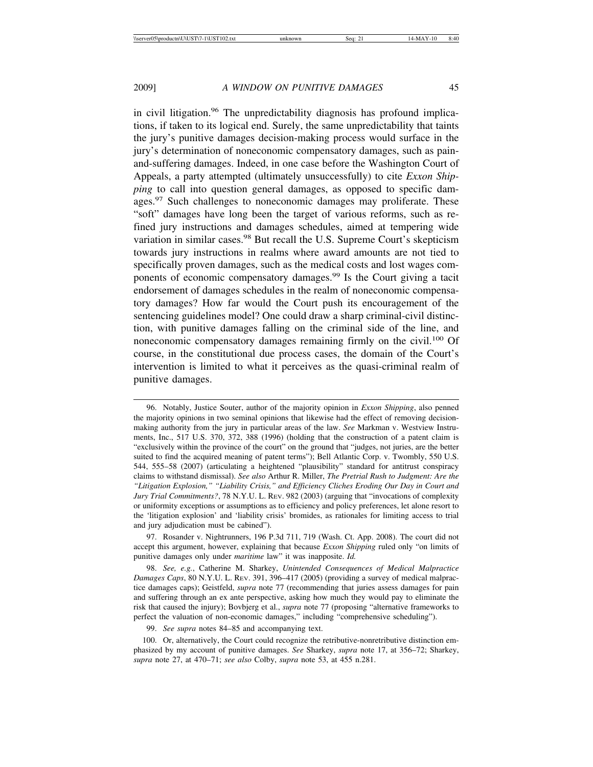in civil litigation.[96] The unpredictability diagnosis has profound implications, if taken to its logical end. Surely, the same unpredictability that taints the jury's punitive damages decision-making process would surface in the jury's determination of noneconomic compensatory damages, such as pain-and-suffering damages. Indeed, in one case before the Washington Court of Appeals, a party attempted (ultimately unsuccessfully) to cite *Exxon Shipping* to call into question general damages, as opposed to specific damages.[97] Such challenges to noneconomic damages may proliferate. These "soft" damages have long been the target of various reforms, such as refined jury instructions and damages schedules, aimed at tempering wide variation in similar cases.[98] But recall the U.S. Supreme Court's skepticism towards jury instructions in realms where award amounts are not tied to specifically proven damages, such as the medical costs and lost wages components of economic compensatory damages.[99] Is the Court giving a tacit endorsement of damages schedules in the realm of noneconomic compensatory damages? How far would the Court push its encouragement of the sentencing guidelines model? One could draw a sharp criminal-civil distinction, with punitive damages falling on the criminal side of the line, and noneconomic compensatory damages remaining firmly on the civil.[100] Of course, in the constitutional due process cases, the domain of the Court's intervention is limited to what it perceives as the quasi-criminal realm of punitive damages.

---

96. Notably, Justice Souter, author of the majority opinion in *Exxon Shipping*, also penned the majority opinions in two seminal opinions that likewise had the effect of removing decision-making authority from the jury in particular areas of the law. *See* Markman v. Westview Instruments, Inc., 517 U.S. 370, 372, 388 (1996) (holding that the construction of a patent claim is "exclusively within the province of the court" on the ground that "judges, not juries, are the better suited to find the acquired meaning of patent terms"); Bell Atlantic Corp. v. Twombly, 550 U.S. 544, 555–58 (2007) (articulating a heightened "plausibility" standard for antitrust conspiracy claims to withstand dismissal). *See also* Arthur R. Miller, *The Pretrial Rush to Judgment: Are the "Litigation Explosion," "Liability Crisis," and Efficiency Cliches Eroding Our Day in Court and Jury Trial Commitments?*, 78 N.Y.U. L. Rev. 982 (2003) (arguing that "invocations of complexity or uniformity exceptions or assumptions as to efficiency and policy preferences, let alone resort to the 'litigation explosion' and 'liability crisis' bromides, as rationales for limiting access to trial and jury adjudication must be cabined").

97. Rosander v. Nightrunners, 196 P.3d 711, 719 (Wash. Ct. App. 2008). The court did not accept this argument, however, explaining that because *Exxon Shipping* ruled only "on limits of punitive damages only under *maritime* law" it was inapposite. *Id.*

98. *See, e.g.*, Catherine M. Sharkey, *Unintended Consequences of Medical Malpractice Damages Caps*, 80 N.Y.U. L. Rev. 391, 396–417 (2005) (providing a survey of medical malpractice damages caps); Geistfeld, *supra* note 77 (recommending that juries assess damages for pain and suffering through an ex ante perspective, asking how much they would pay to eliminate the risk that caused the injury); Bovbjerg et al., *supra* note 77 (proposing "alternative frameworks to perfect the valuation of non-economic damages," including "comprehensive scheduling").

99. *See supra* notes 84–85 and accompanying text.

100. Or, alternatively, the Court could recognize the retributive-nonretributive distinction emphasized by my account of punitive damages. *See* Sharkey, *supra* note 17, at 356–72; Sharkey, *supra* note 27, at 470–71; *see also* Colby, *supra* note 53, at 455 n.281.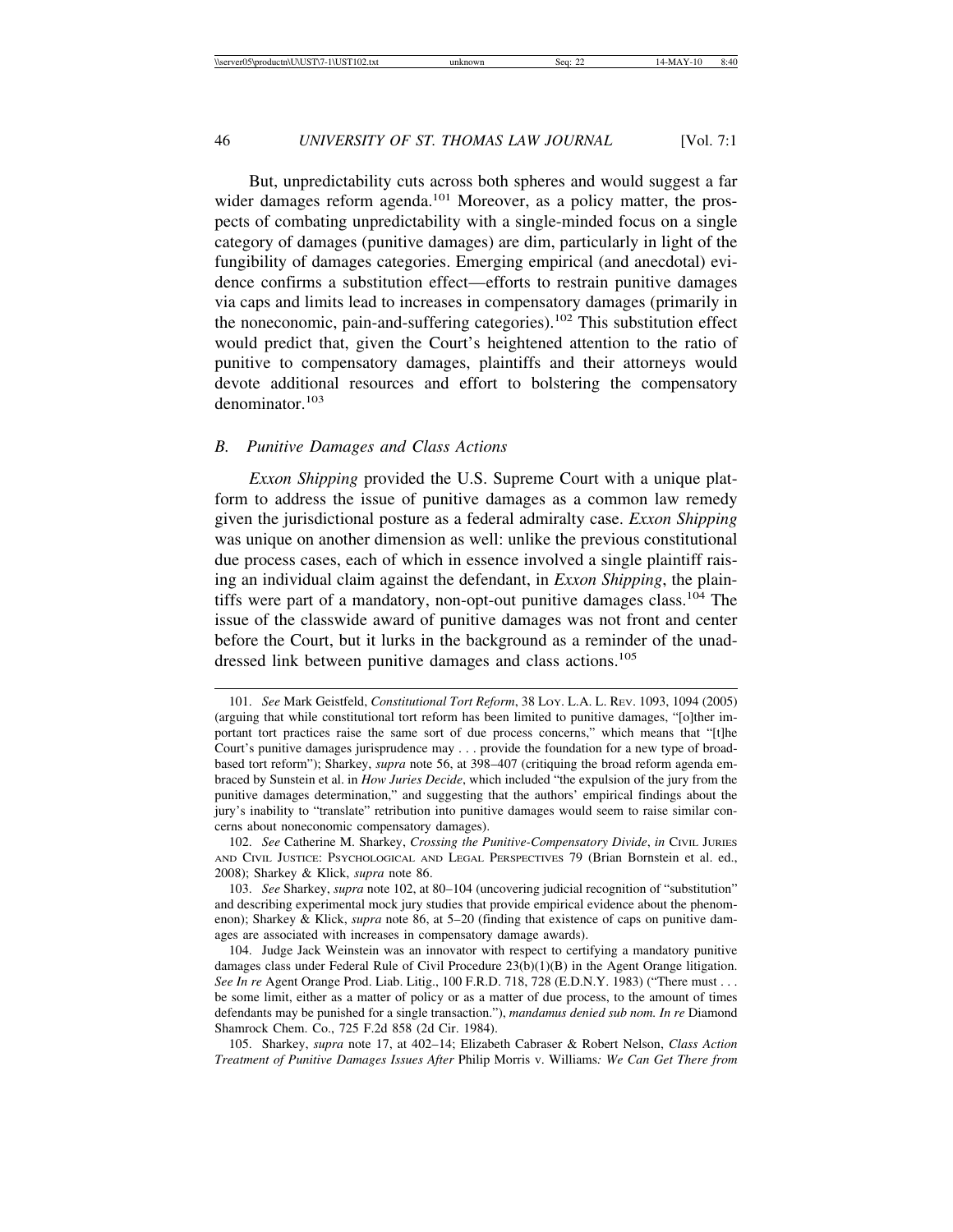But, unpredictability cuts across both spheres and would suggest a far wider damages reform agenda.[101] Moreover, as a policy matter, the prospects of combating unpredictability with a single-minded focus on a single category of damages (punitive damages) are dim, particularly in light of the fungibility of damages categories. Emerging empirical (and anecdotal) evidence confirms a substitution effect—efforts to restrain punitive damages via caps and limits lead to increases in compensatory damages (primarily in the noneconomic, pain-and-suffering categories).[102] This substitution effect would predict that, given the Court's heightened attention to the ratio of punitive to compensatory damages, plaintiffs and their attorneys would devote additional resources and effort to bolstering the compensatory denominator.[103]

### B. Punitive Damages and Class Actions

*Exxon Shipping* provided the U.S. Supreme Court with a unique platform to address the issue of punitive damages as a common law remedy given the jurisdictional posture as a federal admiralty case. *Exxon Shipping* was unique on another dimension as well: unlike the previous constitutional due process cases, each of which in essence involved a single plaintiff raising an individual claim against the defendant, in *Exxon Shipping*, the plaintiffs were part of a mandatory, non-opt-out punitive damages class.[104] The issue of the classwide award of punitive damages was not front and center before the Court, but it lurks in the background as a reminder of the unaddressed link between punitive damages and class actions.[105]

---

101. *See* Mark Geistfeld, *Constitutional Tort Reform*, 38 LOY. L.A. L. REV. 1093, 1094 (2005) (arguing that while constitutional tort reform has been limited to punitive damages, "[o]ther important tort practices raise the same sort of due process concerns," which means that "[t]he Court's punitive damages jurisprudence may . . . provide the foundation for a new type of broad-based tort reform"); Sharkey, *supra* note 56, at 398–407 (critiquing the broad reform agenda embraced by Sunstein et al. in *How Juries Decide*, which included "the expulsion of the jury from the punitive damages determination," and suggesting that the authors' empirical findings about the jury's inability to "translate" retribution into punitive damages would seem to raise similar concerns about noneconomic compensatory damages).

102. *See* Catherine M. Sharkey, *Crossing the Punitive-Compensatory Divide*, *in* CIVIL JURIES AND CIVIL JUSTICE: PSYCHOLOGICAL AND LEGAL PERSPECTIVES 79 (Brian Bornstein et al. ed., 2008); Sharkey & Klick, *supra* note 86.

103. *See* Sharkey, *supra* note 102, at 80–104 (uncovering judicial recognition of "substitution" and describing experimental mock jury studies that provide empirical evidence about the phenomenon); Sharkey & Klick, *supra* note 86, at 5–20 (finding that existence of caps on punitive damages are associated with increases in compensatory damage awards).

104. Judge Jack Weinstein was an innovator with respect to certifying a mandatory punitive damages class under Federal Rule of Civil Procedure 23(b)(1)(B) in the Agent Orange litigation. *See In re* Agent Orange Prod. Liab. Litig., 100 F.R.D. 718, 728 (E.D.N.Y. 1983) ("There must . . . be some limit, either as a matter of policy or as a matter of due process, to the amount of times defendants may be punished for a single transaction."), *mandamus denied sub nom. In re* Diamond Shamrock Chem. Co., 725 F.2d 858 (2d Cir. 1984).

105. Sharkey, *supra* note 17, at 402–14; Elizabeth Cabraser & Robert Nelson, *Class Action Treatment of Punitive Damages Issues After* Philip Morris v. Williams*: We Can Get There from*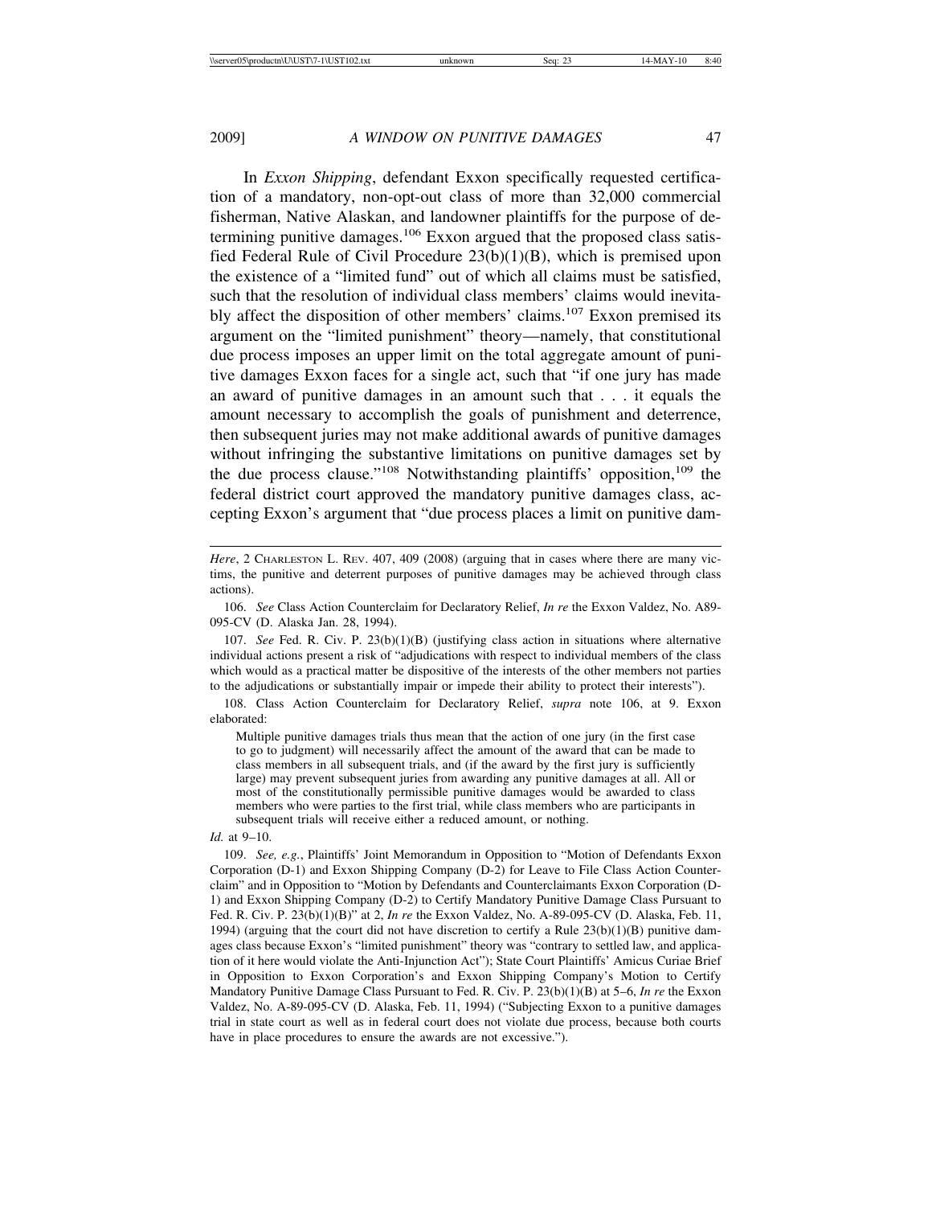In *Exxon Shipping*, defendant Exxon specifically requested certification of a mandatory, non-opt-out class of more than 32,000 commercial fisherman, Native Alaskan, and landowner plaintiffs for the purpose of determining punitive damages.[106] Exxon argued that the proposed class satisfied Federal Rule of Civil Procedure 23(b)(1)(B), which is premised upon the existence of a "limited fund" out of which all claims must be satisfied, such that the resolution of individual class members' claims would inevitably affect the disposition of other members' claims.[107] Exxon premised its argument on the "limited punishment" theory—namely, that constitutional due process imposes an upper limit on the total aggregate amount of punitive damages Exxon faces for a single act, such that "if one jury has made an award of punitive damages in an amount such that . . . it equals the amount necessary to accomplish the goals of punishment and deterrence, then subsequent juries may not make additional awards of punitive damages without infringing the substantive limitations on punitive damages set by the due process clause."[108] Notwithstanding plaintiffs' opposition,[109] the federal district court approved the mandatory punitive damages class, accepting Exxon's argument that "due process places a limit on punitive dam-

---

*Here*, 2 CHARLESTON L. REV. 407, 409 (2008) (arguing that in cases where there are many victims, the punitive and deterrent purposes of punitive damages may be achieved through class actions).

106. *See* Class Action Counterclaim for Declaratory Relief, *In re* the Exxon Valdez, No. A89-095-CV (D. Alaska Jan. 28, 1994).

107. *See* Fed. R. Civ. P. 23(b)(1)(B) (justifying class action in situations where alternative individual actions present a risk of "adjudications with respect to individual members of the class which would as a practical matter be dispositive of the interests of the other members not parties to the adjudications or substantially impair or impede their ability to protect their interests").

108. Class Action Counterclaim for Declaratory Relief, *supra* note 106, at 9. Exxon elaborated:

> Multiple punitive damages trials thus mean that the action of one jury (in the first case to go to judgment) will necessarily affect the amount of the award that can be made to class members in all subsequent trials, and (if the award by the first jury is sufficiently large) may prevent subsequent juries from awarding any punitive damages at all. All or most of the constitutionally permissible punitive damages would be awarded to class members who were parties to the first trial, while class members who are participants in subsequent trials will receive either a reduced amount, or nothing.

*Id.* at 9–10.

109. *See, e.g.*, Plaintiffs' Joint Memorandum in Opposition to "Motion of Defendants Exxon Corporation (D-1) and Exxon Shipping Company (D-2) for Leave to File Class Action Counterclaim" and in Opposition to "Motion by Defendants and Counterclaimants Exxon Corporation (D-1) and Exxon Shipping Company (D-2) to Certify Mandatory Punitive Damage Class Pursuant to Fed. R. Civ. P. 23(b)(1)(B)" at 2, *In re* the Exxon Valdez, No. A-89-095-CV (D. Alaska, Feb. 11, 1994) (arguing that the court did not have discretion to certify a Rule 23(b)(1)(B) punitive damages class because Exxon's "limited punishment" theory was "contrary to settled law, and application of it here would violate the Anti-Injunction Act"); State Court Plaintiffs' Amicus Curiae Brief in Opposition to Exxon Corporation's and Exxon Shipping Company's Motion to Certify Mandatory Punitive Damage Class Pursuant to Fed. R. Civ. P. 23(b)(1)(B) at 5–6, *In re* the Exxon Valdez, No. A-89-095-CV (D. Alaska, Feb. 11, 1994) ("Subjecting Exxon to a punitive damages trial in state court as well as in federal court does not violate due process, because both courts have in place procedures to ensure the awards are not excessive.").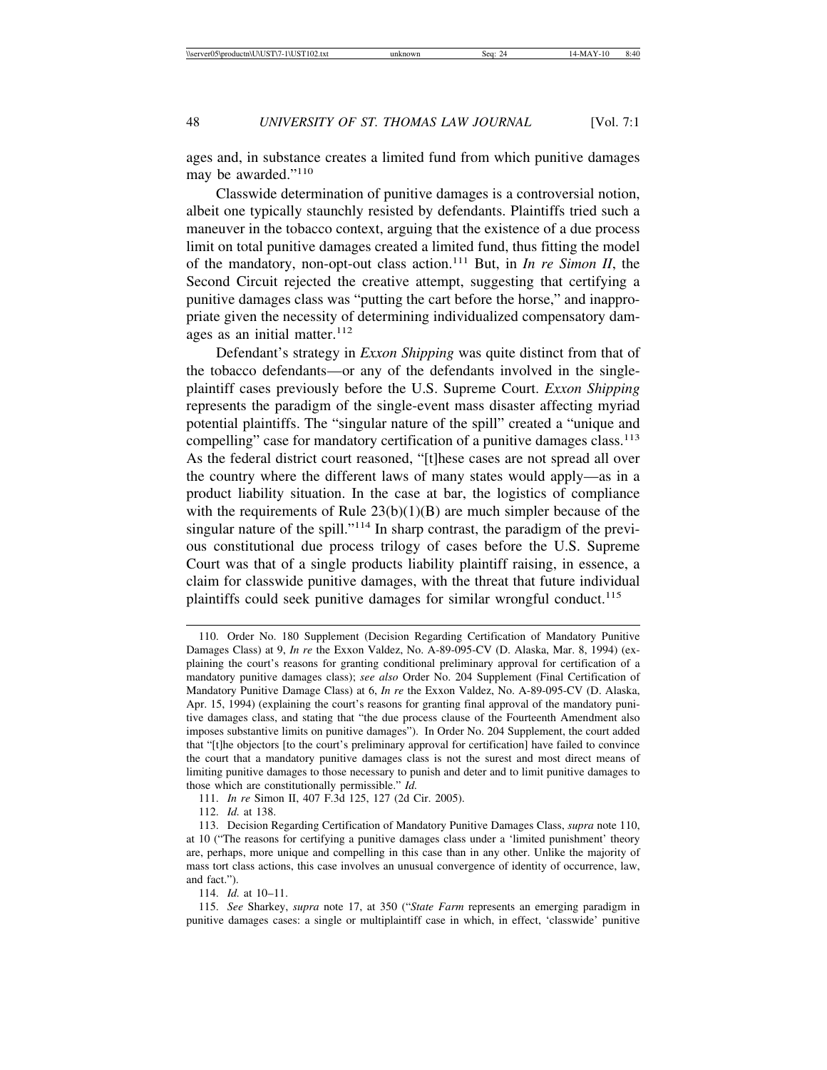ages and, in substance creates a limited fund from which punitive damages may be awarded."[110]

Classwide determination of punitive damages is a controversial notion, albeit one typically staunchly resisted by defendants. Plaintiffs tried such a maneuver in the tobacco context, arguing that the existence of a due process limit on total punitive damages created a limited fund, thus fitting the model of the mandatory, non-opt-out class action.[111] But, in *In re Simon II*, the Second Circuit rejected the creative attempt, suggesting that certifying a punitive damages class was "putting the cart before the horse," and inappropriate given the necessity of determining individualized compensatory damages as an initial matter.[112]

Defendant's strategy in *Exxon Shipping* was quite distinct from that of the tobacco defendants—or any of the defendants involved in the single-plaintiff cases previously before the U.S. Supreme Court. *Exxon Shipping* represents the paradigm of the single-event mass disaster affecting myriad potential plaintiffs. The "singular nature of the spill" created a "unique and compelling" case for mandatory certification of a punitive damages class.[113] As the federal district court reasoned, "[t]hese cases are not spread all over the country where the different laws of many states would apply—as in a product liability situation. In the case at bar, the logistics of compliance with the requirements of Rule 23(b)(1)(B) are much simpler because of the singular nature of the spill."[114] In sharp contrast, the paradigm of the previous constitutional due process trilogy of cases before the U.S. Supreme Court was that of a single products liability plaintiff raising, in essence, a claim for classwide punitive damages, with the threat that future individual plaintiffs could seek punitive damages for similar wrongful conduct.[115]

---

110. Order No. 180 Supplement (Decision Regarding Certification of Mandatory Punitive Damages Class) at 9, *In re* the Exxon Valdez, No. A-89-095-CV (D. Alaska, Mar. 8, 1994) (explaining the court's reasons for granting conditional preliminary approval for certification of a mandatory punitive damages class); *see also* Order No. 204 Supplement (Final Certification of Mandatory Punitive Damage Class) at 6, *In re* the Exxon Valdez, No. A-89-095-CV (D. Alaska, Apr. 15, 1994) (explaining the court's reasons for granting final approval of the mandatory punitive damages class, and stating that "the due process clause of the Fourteenth Amendment also imposes substantive limits on punitive damages"). In Order No. 204 Supplement, the court added that "[t]he objectors [to the court's preliminary approval for certification] have failed to convince the court that a mandatory punitive damages class is not the surest and most direct means of limiting punitive damages to those necessary to punish and deter and to limit punitive damages to those which are constitutionally permissible." *Id.*

111. *In re* Simon II, 407 F.3d 125, 127 (2d Cir. 2005).

112. *Id.* at 138.

113. Decision Regarding Certification of Mandatory Punitive Damages Class, *supra* note 110, at 10 ("The reasons for certifying a punitive damages class under a 'limited punishment' theory are, perhaps, more unique and compelling in this case than in any other. Unlike the majority of mass tort class actions, this case involves an unusual convergence of identity of occurrence, law, and fact.").

114. *Id.* at 10–11.

115. *See* Sharkey, *supra* note 17, at 350 ("*State Farm* represents an emerging paradigm in punitive damages cases: a single or multiplaintiff case in which, in effect, 'classwide' punitive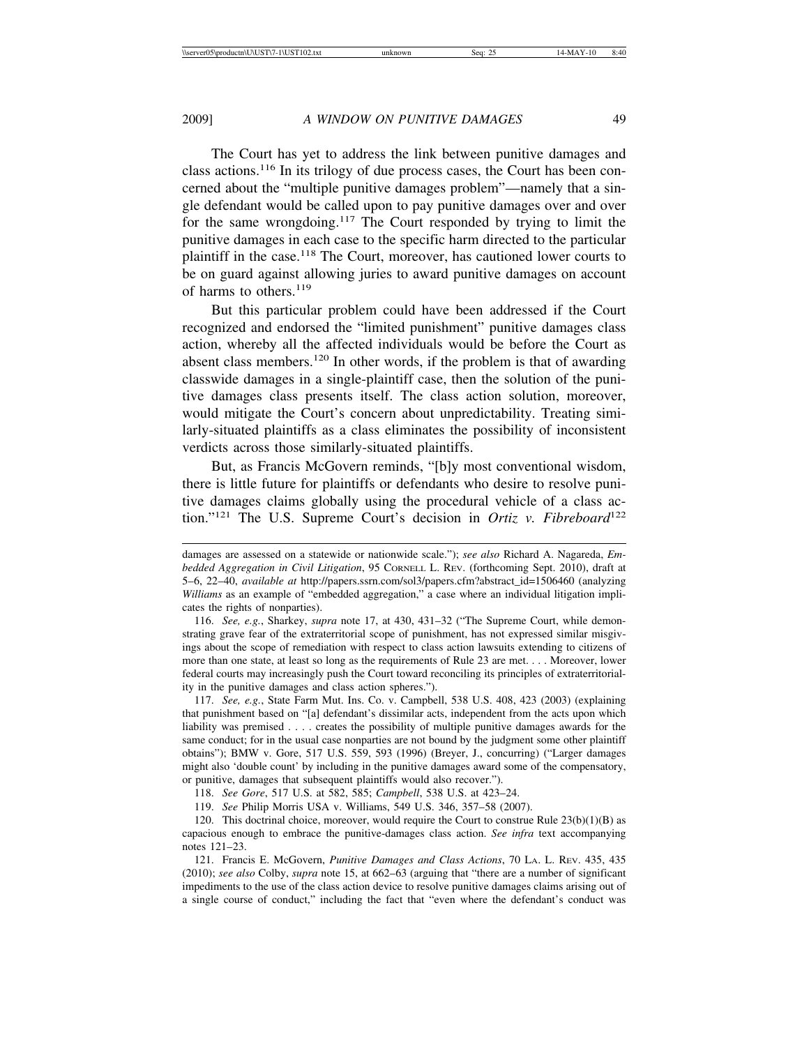The Court has yet to address the link between punitive damages and class actions.[116] In its trilogy of due process cases, the Court has been concerned about the "multiple punitive damages problem"—namely that a single defendant would be called upon to pay punitive damages over and over for the same wrongdoing.[117] The Court responded by trying to limit the punitive damages in each case to the specific harm directed to the particular plaintiff in the case.[118] The Court, moreover, has cautioned lower courts to be on guard against allowing juries to award punitive damages on account of harms to others.[119]

But this particular problem could have been addressed if the Court recognized and endorsed the "limited punishment" punitive damages class action, whereby all the affected individuals would be before the Court as absent class members.[120] In other words, if the problem is that of awarding classwide damages in a single-plaintiff case, then the solution of the punitive damages class presents itself. The class action solution, moreover, would mitigate the Court's concern about unpredictability. Treating similarly-situated plaintiffs as a class eliminates the possibility of inconsistent verdicts across those similarly-situated plaintiffs.

But, as Francis McGovern reminds, "[b]y most conventional wisdom, there is little future for plaintiffs or defendants who desire to resolve punitive damages claims globally using the procedural vehicle of a class action."[121] The U.S. Supreme Court's decision in *Ortiz v. Fibreboard*[122]

---

damages are assessed on a statewide or nationwide scale."); *see also* Richard A. Nagareda, *Embedded Aggregation in Civil Litigation*, 95 CORNELL L. REV. (forthcoming Sept. 2010), draft at 5–6, 22–40, *available at* http://papers.ssrn.com/sol3/papers.cfm?abstract_id=1506460 (analyzing *Williams* as an example of "embedded aggregation," a case where an individual litigation implicates the rights of nonparties).

116. *See, e.g.*, Sharkey, *supra* note 17, at 430, 431–32 ("The Supreme Court, while demonstrating grave fear of the extraterritorial scope of punishment, has not expressed similar misgivings about the scope of remediation with respect to class action lawsuits extending to citizens of more than one state, at least so long as the requirements of Rule 23 are met. . . . Moreover, lower federal courts may increasingly push the Court toward reconciling its principles of extraterritoriality in the punitive damages and class action spheres.").

117. *See, e.g.*, State Farm Mut. Ins. Co. v. Campbell, 538 U.S. 408, 423 (2003) (explaining that punishment based on "[a] defendant's dissimilar acts, independent from the acts upon which liability was premised . . . . creates the possibility of multiple punitive damages awards for the same conduct; for in the usual case nonparties are not bound by the judgment some other plaintiff obtains"); BMW v. Gore, 517 U.S. 559, 593 (1996) (Breyer, J., concurring) ("Larger damages might also 'double count' by including in the punitive damages award some of the compensatory, or punitive, damages that subsequent plaintiffs would also recover.").

118. *See Gore*, 517 U.S. at 582, 585; *Campbell*, 538 U.S. at 423–24.

119. *See* Philip Morris USA v. Williams, 549 U.S. 346, 357–58 (2007).

120. This doctrinal choice, moreover, would require the Court to construe Rule 23(b)(1)(B) as capacious enough to embrace the punitive-damages class action. *See infra* text accompanying notes 121–23.

121. Francis E. McGovern, *Punitive Damages and Class Actions*, 70 LA. L. REV. 435, 435 (2010); *see also* Colby, *supra* note 15, at 662–63 (arguing that "there are a number of significant impediments to the use of the class action device to resolve punitive damages claims arising out of a single course of conduct," including the fact that "even where the defendant's conduct was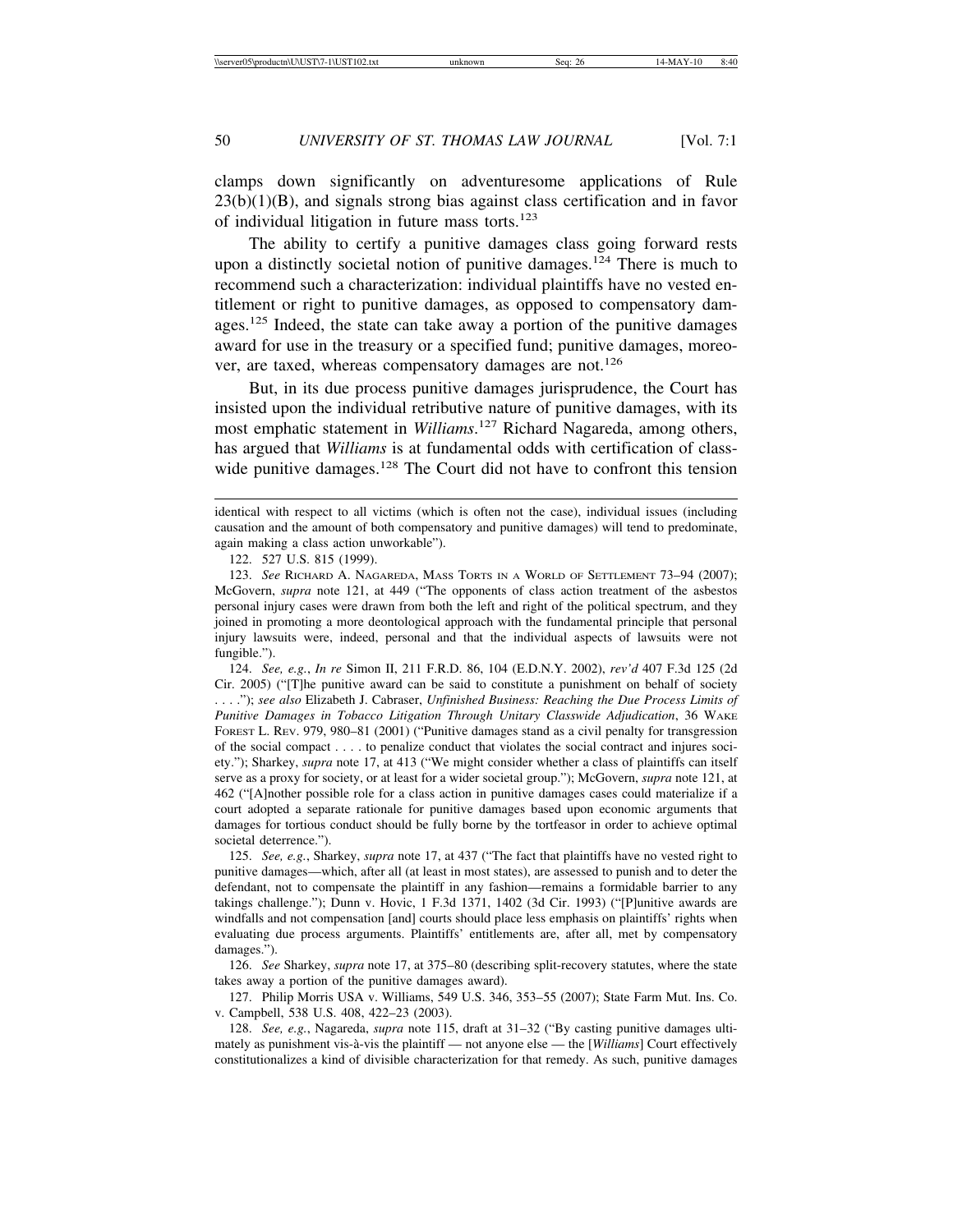clamps down significantly on adventuresome applications of Rule 23(b)(1)(B), and signals strong bias against class certification and in favor of individual litigation in future mass torts.[123]

The ability to certify a punitive damages class going forward rests upon a distinctly societal notion of punitive damages.[124] There is much to recommend such a characterization: individual plaintiffs have no vested entitlement or right to punitive damages, as opposed to compensatory damages.[125] Indeed, the state can take away a portion of the punitive damages award for use in the treasury or a specified fund; punitive damages, moreover, are taxed, whereas compensatory damages are not.[126]

But, in its due process punitive damages jurisprudence, the Court has insisted upon the individual retributive nature of punitive damages, with its most emphatic statement in *Williams*.[127] Richard Nagareda, among others, has argued that *Williams* is at fundamental odds with certification of class-wide punitive damages.[128] The Court did not have to confront this tension

---

identical with respect to all victims (which is often not the case), individual issues (including causation and the amount of both compensatory and punitive damages) will tend to predominate, again making a class action unworkable").

122. 527 U.S. 815 (1999).

123. *See* Richard A. Nagareda, Mass Torts in a World of Settlement 73–94 (2007); McGovern, *supra* note 121, at 449 ("The opponents of class action treatment of the asbestos personal injury cases were drawn from both the left and right of the political spectrum, and they joined in promoting a more deontological approach with the fundamental principle that personal injury lawsuits were, indeed, personal and that the individual aspects of lawsuits were not fungible.").

124. *See, e.g.*, *In re* Simon II, 211 F.R.D. 86, 104 (E.D.N.Y. 2002), *rev'd* 407 F.3d 125 (2d Cir. 2005) ("[T]he punitive award can be said to constitute a punishment on behalf of society . . . ."); *see also* Elizabeth J. Cabraser, *Unfinished Business: Reaching the Due Process Limits of Punitive Damages in Tobacco Litigation Through Unitary Classwide Adjudication*, 36 Wake Forest L. Rev. 979, 980–81 (2001) ("Punitive damages stand as a civil penalty for transgression of the social compact . . . . to penalize conduct that violates the social contract and injures society."); Sharkey, *supra* note 17, at 413 ("We might consider whether a class of plaintiffs can itself serve as a proxy for society, or at least for a wider societal group."); McGovern, *supra* note 121, at 462 ("[A]nother possible role for a class action in punitive damages cases could materialize if a court adopted a separate rationale for punitive damages based upon economic arguments that damages for tortious conduct should be fully borne by the tortfeasor in order to achieve optimal societal deterrence.").

125. *See, e.g.*, Sharkey, *supra* note 17, at 437 ("The fact that plaintiffs have no vested right to punitive damages—which, after all (at least in most states), are assessed to punish and to deter the defendant, not to compensate the plaintiff in any fashion—remains a formidable barrier to any takings challenge."); Dunn v. Hovic, 1 F.3d 1371, 1402 (3d Cir. 1993) ("[P]unitive awards are windfalls and not compensation [and] courts should place less emphasis on plaintiffs' rights when evaluating due process arguments. Plaintiffs' entitlements are, after all, met by compensatory damages.").

126. *See* Sharkey, *supra* note 17, at 375–80 (describing split-recovery statutes, where the state takes away a portion of the punitive damages award).

127. Philip Morris USA v. Williams, 549 U.S. 346, 353–55 (2007); State Farm Mut. Ins. Co. v. Campbell, 538 U.S. 408, 422–23 (2003).

128. *See, e.g.*, Nagareda, *supra* note 115, draft at 31–32 ("By casting punitive damages ultimately as punishment vis-à-vis the plaintiff — not anyone else — the [*Williams*] Court effectively constitutionalizes a kind of divisible characterization for that remedy. As such, punitive damages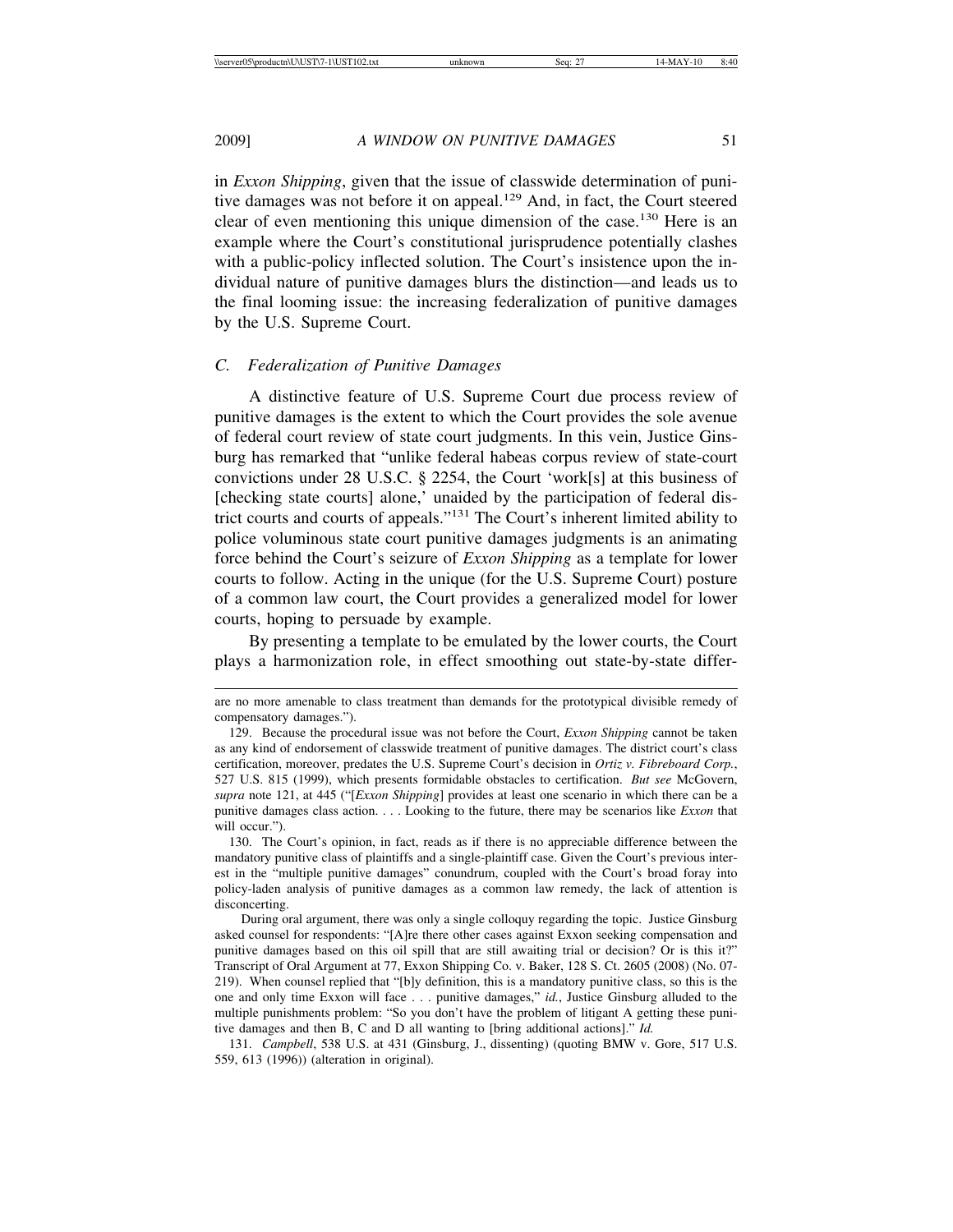in *Exxon Shipping*, given that the issue of classwide determination of punitive damages was not before it on appeal.[129] And, in fact, the Court steered clear of even mentioning this unique dimension of the case.[130] Here is an example where the Court's constitutional jurisprudence potentially clashes with a public-policy inflected solution. The Court's insistence upon the individual nature of punitive damages blurs the distinction—and leads us to the final looming issue: the increasing federalization of punitive damages by the U.S. Supreme Court.

### C. Federalization of Punitive Damages

A distinctive feature of U.S. Supreme Court due process review of punitive damages is the extent to which the Court provides the sole avenue of federal court review of state court judgments. In this vein, Justice Ginsburg has remarked that "unlike federal habeas corpus review of state-court convictions under 28 U.S.C. § 2254, the Court 'work[s] at this business of [checking state courts] alone,' unaided by the participation of federal district courts and courts of appeals."[131] The Court's inherent limited ability to police voluminous state court punitive damages judgments is an animating force behind the Court's seizure of *Exxon Shipping* as a template for lower courts to follow. Acting in the unique (for the U.S. Supreme Court) posture of a common law court, the Court provides a generalized model for lower courts, hoping to persuade by example.

By presenting a template to be emulated by the lower courts, the Court plays a harmonization role, in effect smoothing out state-by-state differ-

---

are no more amenable to class treatment than demands for the prototypical divisible remedy of compensatory damages.").

129. Because the procedural issue was not before the Court, *Exxon Shipping* cannot be taken as any kind of endorsement of classwide treatment of punitive damages. The district court's class certification, moreover, predates the U.S. Supreme Court's decision in *Ortiz v. Fibreboard Corp.*, 527 U.S. 815 (1999), which presents formidable obstacles to certification. *But see* McGovern, *supra* note 121, at 445 ("[*Exxon Shipping*] provides at least one scenario in which there can be a punitive damages class action. . . . Looking to the future, there may be scenarios like *Exxon* that will occur.").

130. The Court's opinion, in fact, reads as if there is no appreciable difference between the mandatory punitive class of plaintiffs and a single-plaintiff case. Given the Court's previous interest in the "multiple punitive damages" conundrum, coupled with the Court's broad foray into policy-laden analysis of punitive damages as a common law remedy, the lack of attention is disconcerting.

During oral argument, there was only a single colloquy regarding the topic. Justice Ginsburg asked counsel for respondents: "[A]re there other cases against Exxon seeking compensation and punitive damages based on this oil spill that are still awaiting trial or decision? Or is this it?" Transcript of Oral Argument at 77, Exxon Shipping Co. v. Baker, 128 S. Ct. 2605 (2008) (No. 07-219). When counsel replied that "[b]y definition, this is a mandatory punitive class, so this is the one and only time Exxon will face . . . punitive damages," *id.*, Justice Ginsburg alluded to the multiple punishments problem: "So you don't have the problem of litigant A getting these punitive damages and then B, C and D all wanting to [bring additional actions]." *Id.*

131. *Campbell*, 538 U.S. at 431 (Ginsburg, J., dissenting) (quoting BMW v. Gore, 517 U.S. 559, 613 (1996)) (alteration in original).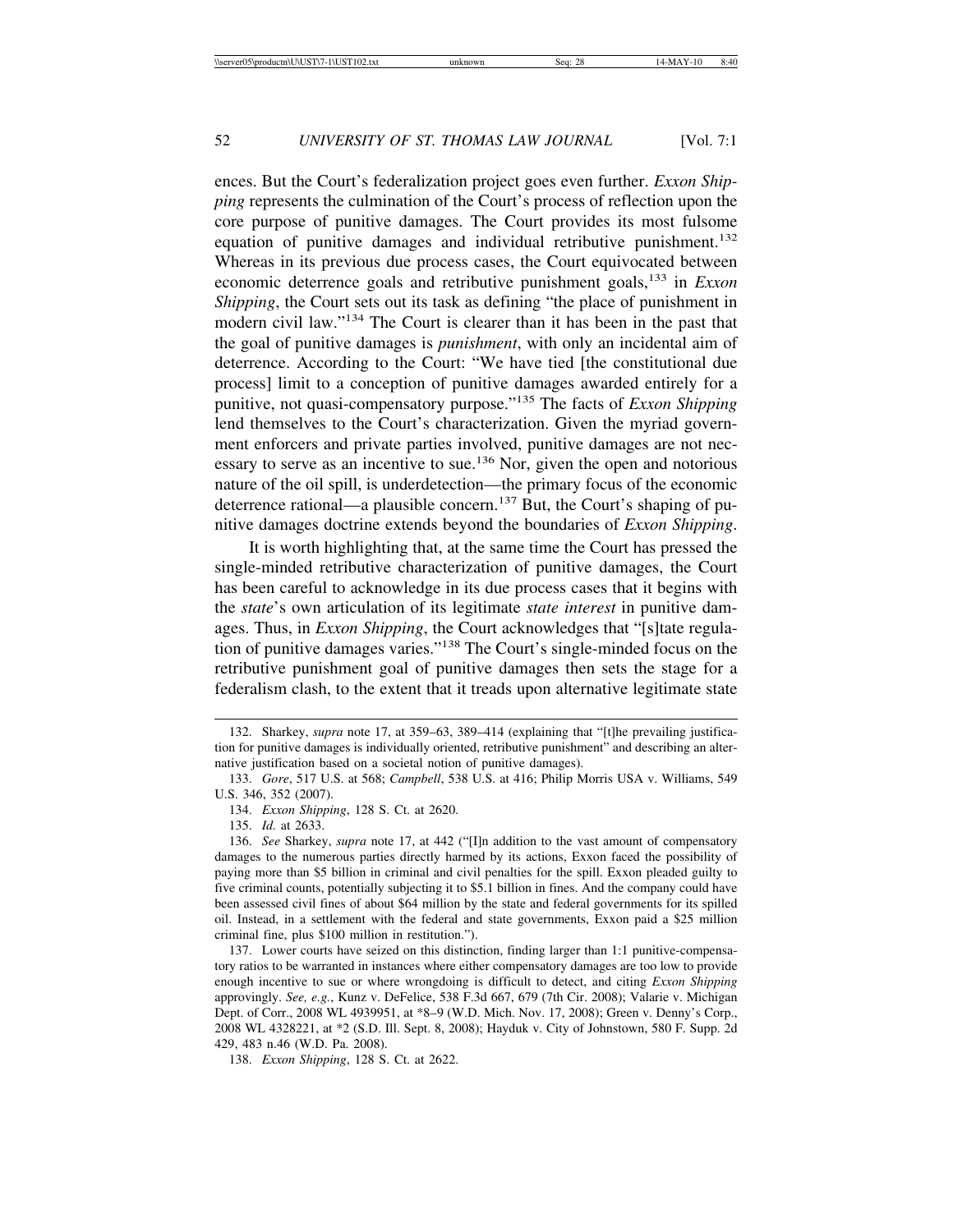ences. But the Court's federalization project goes even further. *Exxon Shipping* represents the culmination of the Court's process of reflection upon the core purpose of punitive damages. The Court provides its most fulsome equation of punitive damages and individual retributive punishment.[132] Whereas in its previous due process cases, the Court equivocated between economic deterrence goals and retributive punishment goals,[133] in *Exxon Shipping*, the Court sets out its task as defining "the place of punishment in modern civil law."[134] The Court is clearer than it has been in the past that the goal of punitive damages is *punishment*, with only an incidental aim of deterrence. According to the Court: "We have tied [the constitutional due process] limit to a conception of punitive damages awarded entirely for a punitive, not quasi-compensatory purpose."[135] The facts of *Exxon Shipping* lend themselves to the Court's characterization. Given the myriad government enforcers and private parties involved, punitive damages are not necessary to serve as an incentive to sue.[136] Nor, given the open and notorious nature of the oil spill, is underdetection—the primary focus of the economic deterrence rational—a plausible concern.[137] But, the Court's shaping of punitive damages doctrine extends beyond the boundaries of *Exxon Shipping*.

It is worth highlighting that, at the same time the Court has pressed the single-minded retributive characterization of punitive damages, the Court has been careful to acknowledge in its due process cases that it begins with the *state*'s own articulation of its legitimate *state interest* in punitive damages. Thus, in *Exxon Shipping*, the Court acknowledges that "[s]tate regulation of punitive damages varies."[138] The Court's single-minded focus on the retributive punishment goal of punitive damages then sets the stage for a federalism clash, to the extent that it treads upon alternative legitimate state

---

132. Sharkey, *supra* note 17, at 359–63, 389–414 (explaining that "[t]he prevailing justification for punitive damages is individually oriented, retributive punishment" and describing an alternative justification based on a societal notion of punitive damages).

133. *Gore*, 517 U.S. at 568; *Campbell*, 538 U.S. at 416; Philip Morris USA v. Williams, 549 U.S. 346, 352 (2007).

134. *Exxon Shipping*, 128 S. Ct. at 2620.

135. *Id.* at 2633.

136. *See* Sharkey, *supra* note 17, at 442 ("[I]n addition to the vast amount of compensatory damages to the numerous parties directly harmed by its actions, Exxon faced the possibility of paying more than $5 billion in criminal and civil penalties for the spill. Exxon pleaded guilty to five criminal counts, potentially subjecting it to $5.1 billion in fines. And the company could have been assessed civil fines of about $64 million by the state and federal governments for its spilled oil. Instead, in a settlement with the federal and state governments, Exxon paid a $25 million criminal fine, plus $100 million in restitution.").

137. Lower courts have seized on this distinction, finding larger than 1:1 punitive-compensatory ratios to be warranted in instances where either compensatory damages are too low to provide enough incentive to sue or where wrongdoing is difficult to detect, and citing *Exxon Shipping* approvingly. *See, e.g.*, Kunz v. DeFelice, 538 F.3d 667, 679 (7th Cir. 2008); Valarie v. Michigan Dept. of Corr., 2008 WL 4939951, at *8–9 (W.D. Mich. Nov. 17, 2008); Green v. Denny's Corp., 2008 WL 4328221, at *2 (S.D. Ill. Sept. 8, 2008); Hayduk v. City of Johnstown, 580 F. Supp. 2d 429, 483 n.46 (W.D. Pa. 2008).

138. *Exxon Shipping*, 128 S. Ct. at 2622.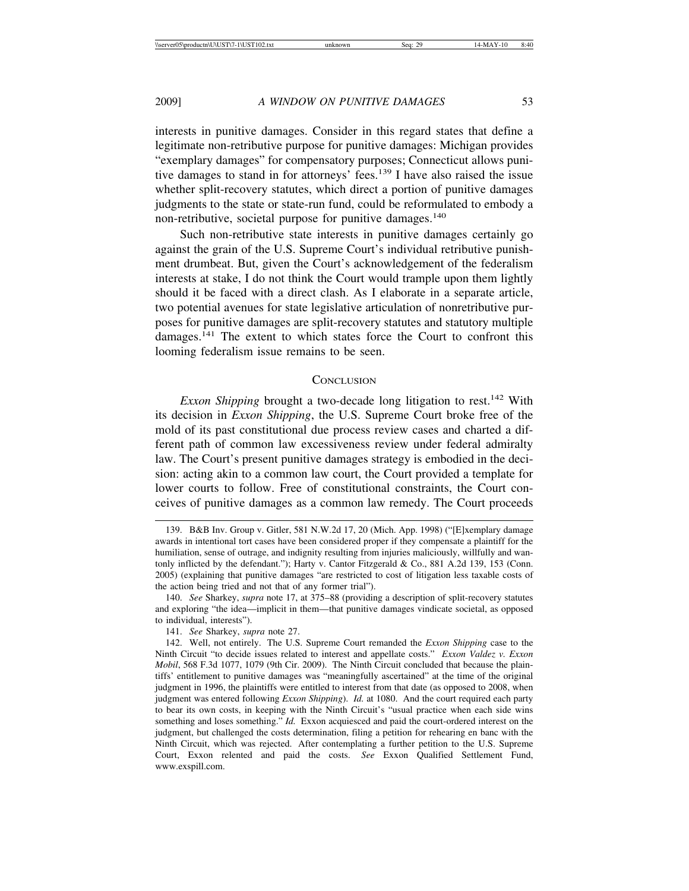interests in punitive damages. Consider in this regard states that define a legitimate non-retributive purpose for punitive damages: Michigan provides "exemplary damages" for compensatory purposes; Connecticut allows punitive damages to stand in for attorneys' fees.[139] I have also raised the issue whether split-recovery statutes, which direct a portion of punitive damages judgments to the state or state-run fund, could be reformulated to embody a non-retributive, societal purpose for punitive damages.[140]

Such non-retributive state interests in punitive damages certainly go against the grain of the U.S. Supreme Court's individual retributive punishment drumbeat. But, given the Court's acknowledgement of the federalism interests at stake, I do not think the Court would trample upon them lightly should it be faced with a direct clash. As I elaborate in a separate article, two potential avenues for state legislative articulation of nonretributive purposes for punitive damages are split-recovery statutes and statutory multiple damages.[141] The extent to which states force the Court to confront this looming federalism issue remains to be seen.

## CONCLUSION

*Exxon Shipping* brought a two-decade long litigation to rest.[142] With its decision in *Exxon Shipping*, the U.S. Supreme Court broke free of the mold of its past constitutional due process review cases and charted a different path of common law excessiveness review under federal admiralty law. The Court's present punitive damages strategy is embodied in the decision: acting akin to a common law court, the Court provided a template for lower courts to follow. Free of constitutional constraints, the Court conceives of punitive damages as a common law remedy. The Court proceeds

---

139. B&B Inv. Group v. Gitler, 581 N.W.2d 17, 20 (Mich. App. 1998) ("[E]xemplary damage awards in intentional tort cases have been considered proper if they compensate a plaintiff for the humiliation, sense of outrage, and indignity resulting from injuries maliciously, willfully and wantonly inflicted by the defendant."); Harty v. Cantor Fitzgerald & Co., 881 A.2d 139, 153 (Conn. 2005) (explaining that punitive damages "are restricted to cost of litigation less taxable costs of the action being tried and not that of any former trial").

140. *See* Sharkey, *supra* note 17, at 375–88 (providing a description of split-recovery statutes and exploring "the idea—implicit in them—that punitive damages vindicate societal, as opposed to individual, interests").

141. *See* Sharkey, *supra* note 27.

142. Well, not entirely. The U.S. Supreme Court remanded the *Exxon Shipping* case to the Ninth Circuit "to decide issues related to interest and appellate costs." *Exxon Valdez v. Exxon Mobil*, 568 F.3d 1077, 1079 (9th Cir. 2009). The Ninth Circuit concluded that because the plaintiffs' entitlement to punitive damages was "meaningfully ascertained" at the time of the original judgment in 1996, the plaintiffs were entitled to interest from that date (as opposed to 2008, when judgment was entered following *Exxon Shipping*). *Id.* at 1080. And the court required each party to bear its own costs, in keeping with the Ninth Circuit's "usual practice when each side wins something and loses something." *Id.* Exxon acquiesced and paid the court-ordered interest on the judgment, but challenged the costs determination, filing a petition for rehearing en banc with the Ninth Circuit, which was rejected. After contemplating a further petition to the U.S. Supreme Court, Exxon relented and paid the costs. *See* Exxon Qualified Settlement Fund, www.exspill.com.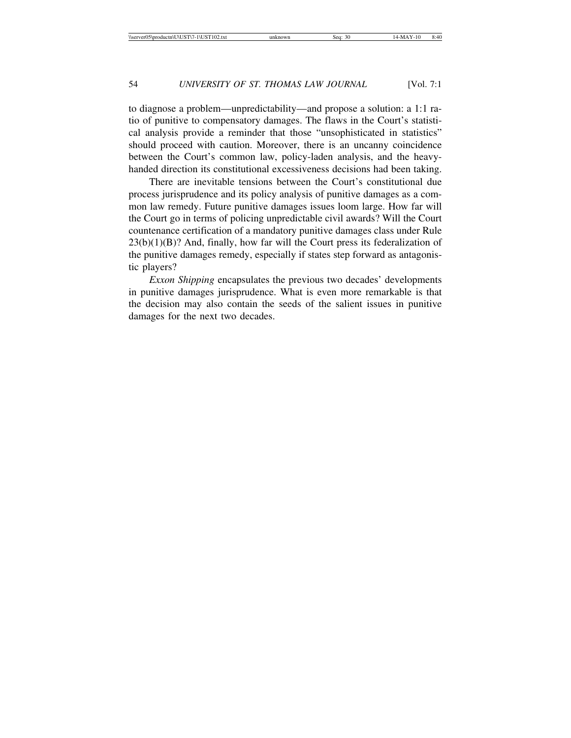to diagnose a problem—unpredictability—and propose a solution: a 1:1 ratio of punitive to compensatory damages. The flaws in the Court's statistical analysis provide a reminder that those "unsophisticated in statistics" should proceed with caution. Moreover, there is an uncanny coincidence between the Court's common law, policy-laden analysis, and the heavy-handed direction its constitutional excessiveness decisions had been taking.

There are inevitable tensions between the Court's constitutional due process jurisprudence and its policy analysis of punitive damages as a common law remedy. Future punitive damages issues loom large. How far will the Court go in terms of policing unpredictable civil awards? Will the Court countenance certification of a mandatory punitive damages class under Rule 23(b)(1)(B)? And, finally, how far will the Court press its federalization of the punitive damages remedy, especially if states step forward as antagonistic players?

*Exxon Shipping* encapsulates the previous two decades' developments in punitive damages jurisprudence. What is even more remarkable is that the decision may also contain the seeds of the salient issues in punitive damages for the next two decades.